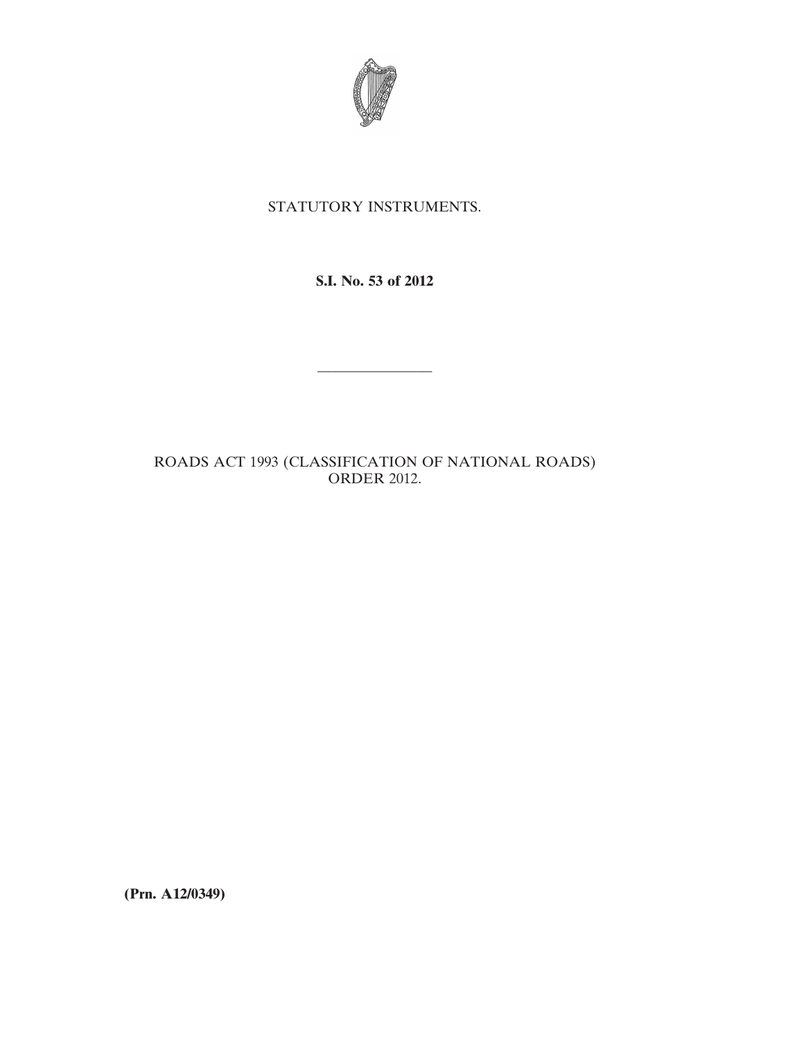STATUTORY INSTRUMENTS.

**S.I. No. 53 of 2012**

---

ROADS ACT 1993 (CLASSIFICATION OF NATIONAL ROADS) ORDER 2012.

**(Prn. A12/0349)**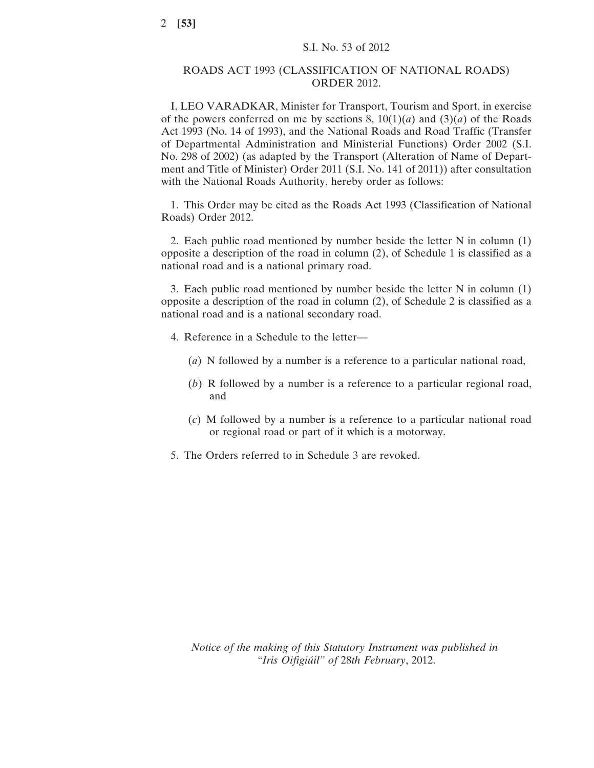S.I. No. 53 of 2012

## ROADS ACT 1993 (CLASSIFICATION OF NATIONAL ROADS) ORDER 2012.

I, LEO VARADKAR, Minister for Transport, Tourism and Sport, in exercise of the powers conferred on me by sections 8, 10(1)(*a*) and (3)(*a*) of the Roads Act 1993 (No. 14 of 1993), and the National Roads and Road Traffic (Transfer of Departmental Administration and Ministerial Functions) Order 2002 (S.I. No. 298 of 2002) (as adapted by the Transport (Alteration of Name of Department and Title of Minister) Order 2011 (S.I. No. 141 of 2011)) after consultation with the National Roads Authority, hereby order as follows:

1. This Order may be cited as the Roads Act 1993 (Classification of National Roads) Order 2012.

2. Each public road mentioned by number beside the letter N in column (1) opposite a description of the road in column (2), of Schedule 1 is classified as a national road and is a national primary road.

3. Each public road mentioned by number beside the letter N in column (1) opposite a description of the road in column (2), of Schedule 2 is classified as a national road and is a national secondary road.

4. Reference in a Schedule to the letter—

(*a*) N followed by a number is a reference to a particular national road,

(*b*) R followed by a number is a reference to a particular regional road, and

(*c*) M followed by a number is a reference to a particular national road or regional road or part of it which is a motorway.

5. The Orders referred to in Schedule 3 are revoked.

*Notice of the making of this Statutory Instrument was published in "Iris Oifigiúil" of 28th February*, 2012.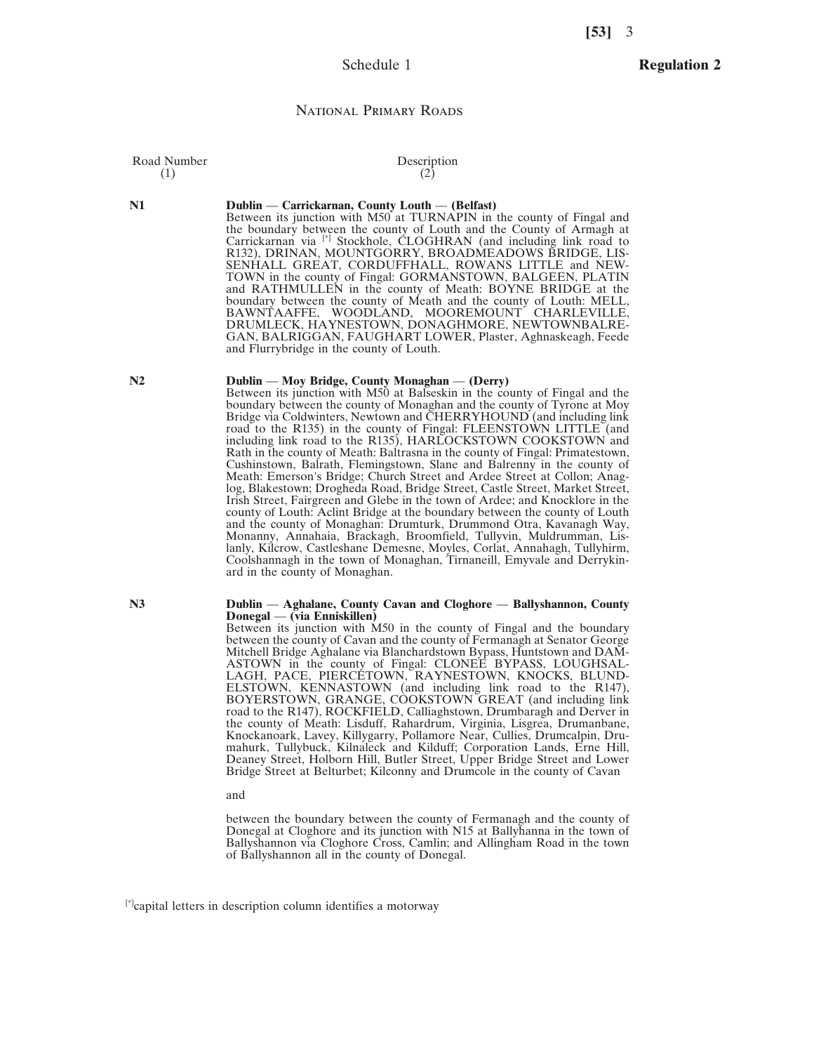Schedule 1 **Regulation 2**

## National Primary Roads

| Road Number (1) | Description (2) |
|---|---|
| **N1** | **Dublin — Carrickarnan, County Louth — (Belfast)** Between its junction with M50 at TURNAPIN in the county of Fingal and the boundary between the county of Louth and the County of Armagh at Carrickarnan via [*] Stockhole, CLOGHRAN (and including link road to R132), DRINAN, MOUNTGORRY, BROADMEADOWS BRIDGE, LISSENHALL GREAT, CORDUFFHALL, ROWANS LITTLE and NEWTOWN in the county of Fingal: GORMANSTOWN, BALGEEN, PLATIN and RATHMULLEN in the county of Meath: BOYNE BRIDGE at the boundary between the county of Meath and the county of Louth: MELL, BAWNTAAFFE, WOODLAND, MOOREMOUNT CHARLEVILLE, DRUMLECK, HAYNESTOWN, DONAGHMORE, NEWTOWNBALREGAN, BALRIGGAN, FAUGHART LOWER, Plaster, Aghnaskeagh, Feede and Flurrybridge in the county of Louth. |
| **N2** | **Dublin — Moy Bridge, County Monaghan — (Derry)** Between its junction with M50 at Balseskin in the county of Fingal and the boundary between the county of Monaghan and the county of Tyrone at Moy Bridge via Coldwinters, Newtown and CHERRYHOUND (and including link road to the R135) in the county of Fingal: FLEENSTOWN LITTLE (and including link road to the R135), HARLOCKSTOWN COOKSTOWN and Rath in the county of Meath: Baltrasna in the county of Fingal: Primatestown, Cushinstown, Balrath, Flemingstown, Slane and Balrenny in the county of Meath: Emerson's Bridge; Church Street and Ardee Street at Collon; Anaglog, Blakestown; Drogheda Road, Bridge Street, Castle Street, Market Street, Irish Street, Fairgreen and Glebe in the town of Ardee; and Knocklore in the county of Louth: Aclint Bridge at the boundary between the county of Louth and the county of Monaghan: Drumturk, Drummond Otra, Kavanagh Way, Monanny, Annahaia, Brackagh, Broomfield, Tullyvin, Muldrumman, Lislanly, Kilcrow, Castleshane Demesne, Moyles, Corlat, Annahagh, Tullyhirm, Coolshannagh in the town of Monaghan, Tirnaneill, Emyvale and Derrykinard in the county of Monaghan. |
| **N3** | **Dublin — Aghalane, County Cavan and Cloghore — Ballyshannon, County Donegal — (via Enniskillen)** Between its junction with M50 in the county of Fingal and the boundary between the county of Cavan and the county of Fermanagh at Senator George Mitchell Bridge Aghalane via Blanchardstown Bypass, Huntstown and DAMASTOWN in the county of Fingal: CLONEE BYPASS, LOUGHSALLAGH, PACE, PIERCETOWN, RAYNESTOWN, KNOCKS, BLUNDELSTOWN, KENNASTOWN (and including link road to the R147), BOYERSTOWN, GRANGE, COOKSTOWN GREAT (and including link road to the R147), ROCKFIELD, Calliaghstown, Drumbaragh and Derver in the county of Meath: Lisduff, Rahardrum, Virginia, Lisgrea, Drumanbane, Knockanoark, Lavey, Killygarry, Pollamore Near, Cullies, Drumcalpin, Drumahurk, Tullybuck, Kilnaleck and Kilduff; Corporation Lands, Erne Hill, Deaney Street, Holborn Hill, Butler Street, Upper Bridge Street and Lower Bridge Street at Belturbet; Kilconny and Drumcole in the county of Cavan<br><br>and<br><br>between the boundary between the county of Fermanagh and the county of Donegal at Cloghore and its junction with N15 at Ballyhanna in the town of Ballyshannon via Cloghore Cross, Camlin; and Allingham Road in the town of Ballyshannon all in the county of Donegal. |

[*]capital letters in description column identifies a motorway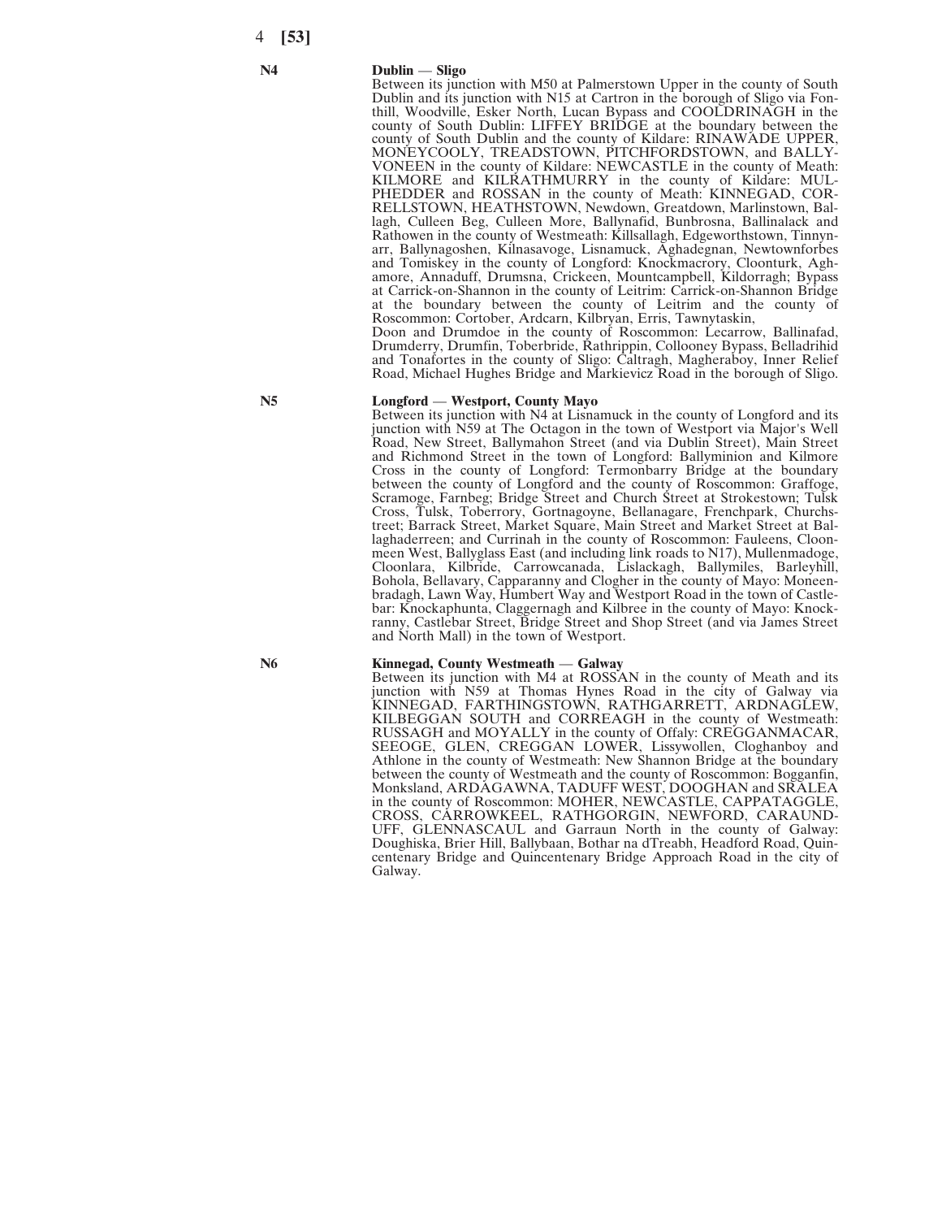**N4** **Dublin — Sligo**

Between its junction with M50 at Palmerstown Upper in the county of South Dublin and its junction with N15 at Cartron in the borough of Sligo via Fonthill, Woodville, Esker North, Lucan Bypass and COOLDRINAGH in the county of South Dublin: LIFFEY BRIDGE at the boundary between the county of South Dublin and the county of Kildare: RINAWADE UPPER, MONEYCOOLY, TREADSTOWN, PITCHFORDSTOWN, and BALLYVONEEN in the county of Kildare: NEWCASTLE in the county of Meath: KILMORE and KILRATHMURRY in the county of Kildare: MULPHEDDER and ROSSAN in the county of Meath: KINNEGAD, CORRELLSTOWN, HEATHSTOWN, Newdown, Greatdown, Marlinstown, Ballagh, Culleen Beg, Culleen More, Ballynafid, Bunbrosna, Ballinalack and Rathowen in the county of Westmeath: Killsallagh, Edgeworthstown, Tinnynarr, Ballynagoshen, Kilnasavoge, Lisnamuck, Aghadegnan, Newtownforbes and Tomiskey in the county of Longford: Knockmacrory, Cloonturk, Aghamore, Annaduff, Drumsna, Crickeen, Mountcampbell, Kildorragh; Bypass at Carrick-on-Shannon in the county of Leitrim: Carrick-on-Shannon Bridge at the boundary between the county of Leitrim and the county of Roscommon: Cortober, Ardcarn, Kilbryan, Erris, Tawnytaskin,
Doon and Drumdoe in the county of Roscommon: Lecarrow, Ballinafad, Drumderry, Drumfin, Toberbride, Rathrippin, Collooney Bypass, Belladrihid and Tonafortes in the county of Sligo: Caltragh, Magheraboy, Inner Relief Road, Michael Hughes Bridge and Markievicz Road in the borough of Sligo.

**N5** **Longford — Westport, County Mayo**

Between its junction with N4 at Lisnamuck in the county of Longford and its junction with N59 at The Octagon in the town of Westport via Major's Well Road, New Street, Ballymahon Street (and via Dublin Street), Main Street and Richmond Street in the town of Longford: Ballyminion and Kilmore Cross in the county of Longford: Termonbarry Bridge at the boundary between the county of Longford and the county of Roscommon: Graffoge, Scramoge, Farnbeg; Bridge Street and Church Street at Strokestown; Tulsk Cross, Tulsk, Toberrory, Gortnagoyne, Bellanagare, Frenchpark, Churchstreet; Barrack Street, Market Square, Main Street and Market Street at Ballaghaderreen; and Currinah in the county of Roscommon: Fauleens, Cloonmeen West, Ballyglass East (and including link roads to N17), Mullenmadoge, Cloonlara, Kilbride, Carrowcanada, Lislackagh, Ballymiles, Barleyhill, Bohola, Bellavary, Capparanny and Clogher in the county of Mayo: Moneenbradagh, Lawn Way, Humbert Way and Westport Road in the town of Castlebar: Knockaphunta, Claggernagh and Kilbree in the county of Mayo: Knockranny, Castlebar Street, Bridge Street and Shop Street (and via James Street and North Mall) in the town of Westport.

**N6** **Kinnegad, County Westmeath — Galway**

Between its junction with M4 at ROSSAN in the county of Meath and its junction with N59 at Thomas Hynes Road in the city of Galway via KINNEGAD, FARTHINGSTOWN, RATHGARRETT, ARDNAGLEW, KILBEGGAN SOUTH and CORREAGH in the county of Westmeath: RUSSAGH and MOYALLY in the county of Offaly: CREGGANMACAR, SEEOGE, GLEN, CREGGAN LOWER, Lissywollen, Cloghanboy and Athlone in the county of Westmeath: New Shannon Bridge at the boundary between the county of Westmeath and the county of Roscommon: Bogganfin, Monksland, ARDAGAWNA, TADUFF WEST, DOOGHAN and SRALEA in the county of Roscommon: MOHER, NEWCASTLE, CAPPATAGGLE, CROSS, CARROWKEEL, RATHGORGIN, NEWFORD, CARAUNDUFF, GLENNASCAUL and Garraun North in the county of Galway: Doughiska, Brier Hill, Ballybaan, Bothar na dTreabh, Headford Road, Quincentenary Bridge and Quincentenary Bridge Approach Road in the city of Galway.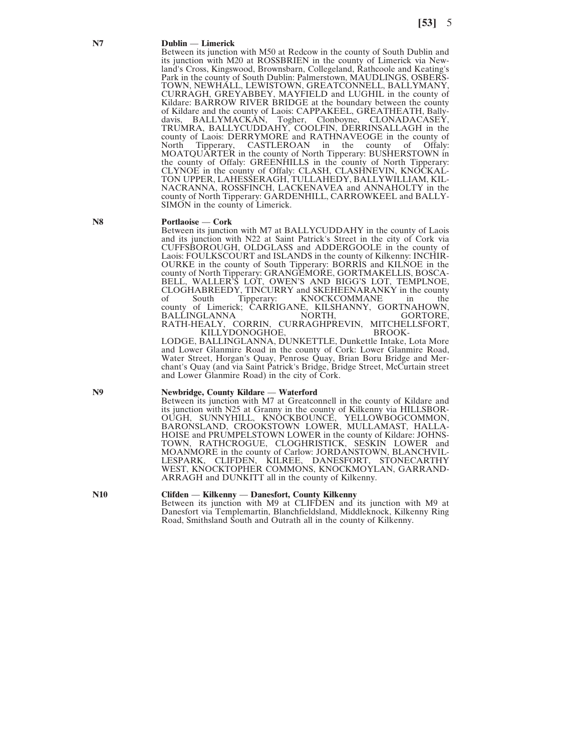**N7** **Dublin — Limerick**

Between its junction with M50 at Redcow in the county of South Dublin and its junction with M20 at ROSSBRIEN in the county of Limerick via Newland's Cross, Kingswood, Brownsbarn, Collegeland, Rathcoole and Keating's Park in the county of South Dublin: Palmerstown, MAUDLINGS, OSBERSTOWN, NEWHALL, LEWISTOWN, GREATCONNELL, BALLYMANY, CURRAGH, GREYABBEY, MAYFIELD and LUGHIL in the county of Kildare: BARROW RIVER BRIDGE at the boundary between the county of Kildare and the county of Laois: CAPPAKEEL, GREATHEATH, Ballydavis, BALLYMACKAN, Togher, Clonboyne, CLONADACASEY, TRUMRA, BALLYCUDDAHY, COOLFIN, DERRINSALLAGH in the county of Laois: DERRYMORE and RATHNAVEOGE in the county of North Tipperary, CASTLEROAN in the county of Offaly: MOATQUARTER in the county of North Tipperary: BUSHERSTOWN in the county of Offaly: GREENHILLS in the county of North Tipperary: CLYNOE in the county of Offaly: CLASH, CLASHNEVIN, KNOCKALTON UPPER, LAHESSERAGH, TULLAHEDY, BALLYWILLIAM, KILNACRANNA, ROSSFINCH, LACKENAVEA and ANNAHOLTY in the county of North Tipperary: GARDENHILL, CARROWKEEL and BALLYSIMON in the county of Limerick.

**N8** **Portlaoise — Cork**

Between its junction with M7 at BALLYCUDDAHY in the county of Laois and its junction with N22 at Saint Patrick's Street in the city of Cork via CUFFSBOROUGH, OLDGLASS and ADDERGOOLE in the county of Laois: FOULKSCOURT and ISLANDS in the county of Kilkenny: INCHIROURKE in the county of South Tipperary: BORRIS and KILNOE in the county of North Tipperary: GRANGEMORE, GORTMAKELLIS, BOSCABELL, WALLER'S LOT, OWEN'S AND BIGG'S LOT, TEMPLNOE, CLOGHABREEDY, TINCURRY and SKEHEENARANKY in the county of South Tipperary: KNOCKCOMMANE in the county of Limerick; CARRIGANE, KILSHANNY, GORTNAHOWN, BALLINGLANNA NORTH, GORTORE, RATH-HEALY, CORRIN, CURRAGHPREVIN, MITCHELLSFORT, KILLYDONOGHOE, BROOKLODGE, BALLINGLANNA, DUNKETTLE, Dunkettle Intake, Lota More and Lower Glanmire Road in the county of Cork: Lower Glanmire Road, Water Street, Horgan's Quay, Penrose Quay, Brian Boru Bridge and Merchant's Quay (and via Saint Patrick's Bridge, Bridge Street, McCurtain street and Lower Glanmire Road) in the city of Cork.

**N9** **Newbridge, County Kildare — Waterford**

Between its junction with M7 at Greatconnell in the county of Kildare and its junction with N25 at Granny in the county of Kilkenny via HILLSBOROUGH, SUNNYHILL, KNOCKBOUNCE, YELLOWBOGCOMMON, BARONSLAND, CROOKSTOWN LOWER, MULLAMAST, HALLAHOISE and PRUMPELSTOWN LOWER in the county of Kildare: JOHNSTOWN, RATHCROGUE, CLOGHRISTICK, SESKIN LOWER and MOANMORE in the county of Carlow: JORDANSTOWN, BLANCHVILLESPARK, CLIFDEN, KILREE, DANESFORT, STONECARTHY WEST, KNOCKTOPHER COMMONS, KNOCKMOYLAN, GARRANDARRAGH and DUNKITT all in the county of Kilkenny.

**N10** **Clifden — Kilkenny — Danesfort, County Kilkenny**

Between its junction with M9 at CLIFDEN and its junction with M9 at Danesfort via Templemartin, Blanchfieldsland, Middleknock, Kilkenny Ring Road, Smithsland South and Outrath all in the county of Kilkenny.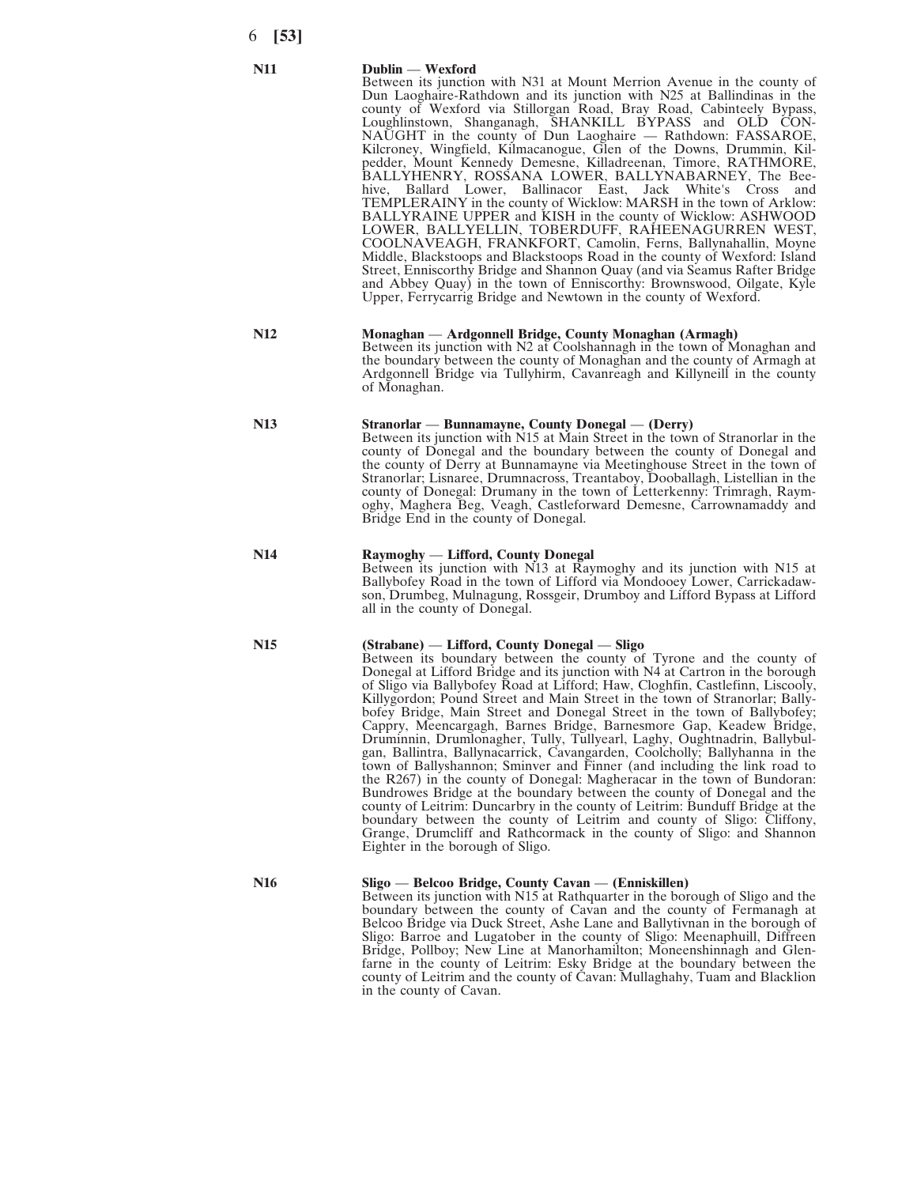**N11** **Dublin — Wexford**

Between its junction with N31 at Mount Merrion Avenue in the county of Dun Laoghaire-Rathdown and its junction with N25 at Ballindinas in the county of Wexford via Stillorgan Road, Bray Road, Cabinteely Bypass, Loughlinstown, Shanganagh, SHANKILL BYPASS and OLD CONNAUGHT in the county of Dun Laoghaire — Rathdown: FASSAROE, Kilcroney, Wingfield, Kilmacanogue, Glen of the Downs, Drummin, Kilpedder, Mount Kennedy Demesne, Killadreenan, Timore, RATHMORE, BALLYHENRY, ROSSANA LOWER, BALLYNABARNEY, The Beehive, Ballard Lower, Ballinacor East, Jack White's Cross and TEMPLERAINY in the county of Wicklow: MARSH in the town of Arklow: BALLYRAINE UPPER and KISH in the county of Wicklow: ASHWOOD LOWER, BALLYELLIN, TOBERDUFF, RAHEENAGURREN WEST, COOLNAVEAGH, FRANKFORT, Camolin, Ferns, Ballynahallin, Moyne Middle, Blackstoops and Blackstoops Road in the county of Wexford: Island Street, Enniscorthy Bridge and Shannon Quay (and via Seamus Rafter Bridge and Abbey Quay) in the town of Enniscorthy: Brownswood, Oilgate, Kyle Upper, Ferrycarrig Bridge and Newtown in the county of Wexford.

**N12** **Monaghan — Ardgonnell Bridge, County Monaghan (Armagh)**

Between its junction with N2 at Coolshannagh in the town of Monaghan and the boundary between the county of Monaghan and the county of Armagh at Ardgonnell Bridge via Tullyhirm, Cavanreagh and Killyneill in the county of Monaghan.

**N13** **Stranorlar — Bunnamayne, County Donegal — (Derry)**

Between its junction with N15 at Main Street in the town of Stranorlar in the county of Donegal and the boundary between the county of Donegal and the county of Derry at Bunnamayne via Meetinghouse Street in the town of Stranorlar; Lisnaree, Drumnacross, Treantaboy, Dooballagh, Listellian in the county of Donegal: Drumany in the town of Letterkenny: Trimragh, Raymoghy, Maghera Beg, Veagh, Castleforward Demesne, Carrownamaddy and Bridge End in the county of Donegal.

**N14** **Raymoghy — Lifford, County Donegal**

Between its junction with N13 at Raymoghy and its junction with N15 at Ballybofey Road in the town of Lifford via Mondooey Lower, Carrickadawson, Drumbeg, Mulnagung, Rossgeir, Drumboy and Lifford Bypass at Lifford all in the county of Donegal.

**N15** **(Strabane) — Lifford, County Donegal — Sligo**

Between its boundary between the county of Tyrone and the county of Donegal at Lifford Bridge and its junction with N4 at Cartron in the borough of Sligo via Ballybofey Road at Lifford; Haw, Cloghfin, Castlefinn, Liscooly, Killygordon; Pound Street and Main Street in the town of Stranorlar; Ballybofey Bridge, Main Street and Donegal Street in the town of Ballybofey; Cappry, Meencargagh, Barnes Bridge, Barnesmore Gap, Keadew Bridge, Druminnin, Drumlonagher, Tully, Tullyearl, Laghy, Oughtnadrin, Ballybulgan, Ballintra, Ballynacarrick, Cavangarden, Coolcholly; Ballyhanna in the town of Ballyshannon; Sminver and Finner (and including the link road to the R267) in the county of Donegal: Magheracar in the town of Bundoran: Bundrowes Bridge at the boundary between the county of Donegal and the county of Leitrim: Duncarbry in the county of Leitrim: Bunduff Bridge at the boundary between the county of Leitrim and county of Sligo: Cliffony, Grange, Drumcliff and Rathcormack in the county of Sligo: and Shannon Eighter in the borough of Sligo.

**N16** **Sligo — Belcoo Bridge, County Cavan — (Enniskillen)**

Between its junction with N15 at Rathquarter in the borough of Sligo and the boundary between the county of Cavan and the county of Fermanagh at Belcoo Bridge via Duck Street, Ashe Lane and Ballytivnan in the borough of Sligo: Barroe and Lugatober in the county of Sligo: Meenaphuill, Diffreen Bridge, Pollboy; New Line at Manorhamilton; Moneenshinnagh and Glenfarne in the county of Leitrim: Esky Bridge at the boundary between the county of Leitrim and the county of Cavan: Mullaghahy, Tuam and Blacklion in the county of Cavan.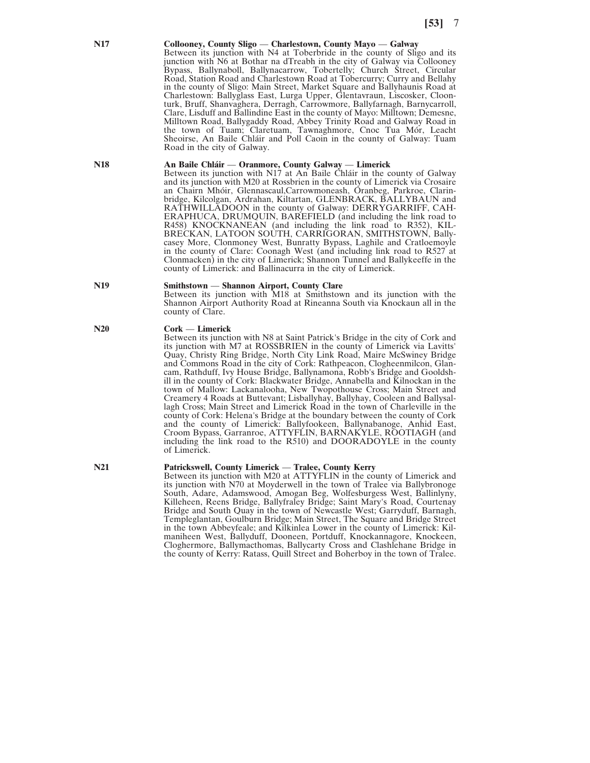**N17** **Collooney, County Sligo — Charlestown, County Mayo — Galway**

Between its junction with N4 at Toberbride in the county of Sligo and its junction with N6 at Bothar na dTreabh in the city of Galway via Collooney Bypass, Ballynaboll, Ballynacarrow, Tobertelly; Church Street, Circular Road, Station Road and Charlestown Road at Tobercurry; Curry and Bellahy in the county of Sligo: Main Street, Market Square and Ballyhaunis Road at Charlestown: Ballyglass East, Lurga Upper, Glentavraun, Liscosker, Cloonturk, Bruff, Shanvaghera, Derragh, Carrowmore, Ballyfarnagh, Barnycarroll, Clare, Lisduff and Ballindine East in the county of Mayo: Milltown; Demesne, Milltown Road, Ballygaddy Road, Abbey Trinity Road and Galway Road in the town of Tuam; Claretuam, Tawnaghmore, Cnoc Tua Mór, Leacht Sheoirse, An Baile Chláir and Poll Caoin in the county of Galway: Tuam Road in the city of Galway.

**N18** **An Baile Chláir — Oranmore, County Galway — Limerick**

Between its junction with N17 at An Baile Chláir in the county of Galway and its junction with M20 at Rossbrien in the county of Limerick via Crosaire an Chairn Mhóir, Glennascaul,Carrowmoneash, Oranbeg, Parkroe, Clarinbridge, Kilcolgan, Ardrahan, Kiltartan, GLENBRACK, BALLYBAUN and RATHWILLADOON in the county of Galway: DERRYGARRIFF, CAHERAPHUCA, DRUMQUIN, BAREFIELD (and including the link road to R458) KNOCKNANEAN (and including the link road to R352), KILBRECKAN, LATOON SOUTH, CARRIGORAN, SMITHSTOWN, Ballycasey More, Clonmoney West, Bunratty Bypass, Laghile and Cratloemoyle in the county of Clare: Coonagh West (and including link road to R527 at Clonmacken) in the city of Limerick; Shannon Tunnel and Ballykeeffe in the county of Limerick: and Ballinacurra in the city of Limerick.

**N19** **Smithstown — Shannon Airport, County Clare**

Between its junction with M18 at Smithstown and its junction with the Shannon Airport Authority Road at Rineanna South via Knockaun all in the county of Clare.

**N20** **Cork — Limerick**

Between its junction with N8 at Saint Patrick's Bridge in the city of Cork and its junction with M7 at ROSSBRIEN in the county of Limerick via Lavitts' Quay, Christy Ring Bridge, North City Link Road, Maire McSwiney Bridge and Commons Road in the city of Cork: Rathpeacon, Clogheenmilcon, Glancam, Rathduff, Ivy House Bridge, Ballynamona, Robb's Bridge and Gooldshill in the county of Cork: Blackwater Bridge, Annabella and Kilnockan in the town of Mallow: Lackanalooha, New Twopothouse Cross; Main Street and Creamery 4 Roads at Buttevant; Lisballyhay, Ballyhay, Cooleen and Ballysallagh Cross; Main Street and Limerick Road in the town of Charleville in the county of Cork: Helena's Bridge at the boundary between the county of Cork and the county of Limerick: Ballyfookeen, Ballynabanoge, Anhid East, Croom Bypass, Garranroe, ATTYFLIN, BARNAKYLE, ROOTIAGH (and including the link road to the R510) and DOORADOYLE in the county of Limerick.

**N21** **Patrickswell, County Limerick — Tralee, County Kerry**

Between its junction with M20 at ATTYFLIN in the county of Limerick and its junction with N70 at Moyderwell in the town of Tralee via Ballybronoge South, Adare, Adamswood, Amogan Beg, Wolfesburgess West, Ballinlyny, Killeheen, Reens Bridge, Ballyfraley Bridge; Saint Mary's Road, Courtenay Bridge and South Quay in the town of Newcastle West; Garryduff, Barnagh, Templeglantan, Goulburn Bridge; Main Street, The Square and Bridge Street in the town Abbeyfeale; and Kilkinlea Lower in the county of Limerick: Kilmaniheen West, Ballyduff, Dooneen, Portduff, Knockannagore, Knockeen, Cloghermore, Ballymacthomas, Ballycarty Cross and Clashlehane Bridge in the county of Kerry: Ratass, Quill Street and Boherboy in the town of Tralee.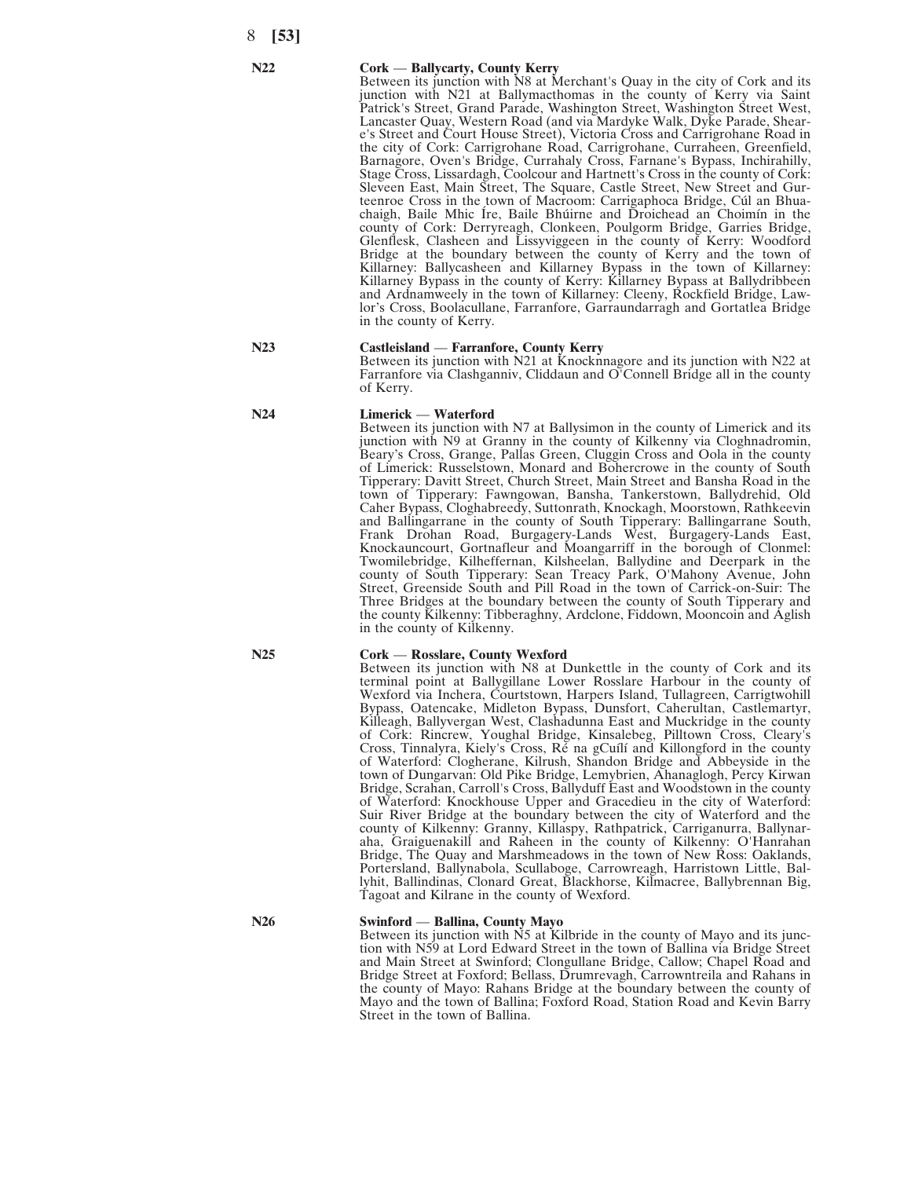**N22** **Cork — Ballycarty, County Kerry**

Between its junction with N8 at Merchant's Quay in the city of Cork and its junction with N21 at Ballymacthomas in the county of Kerry via Saint Patrick's Street, Grand Parade, Washington Street, Washington Street West, Lancaster Quay, Western Road (and via Mardyke Walk, Dyke Parade, Sheare's Street and Court House Street), Victoria Cross and Carrigrohane Road in the city of Cork: Carrigrohane Road, Carrigrohane, Curraheen, Greenfield, Barnagore, Oven's Bridge, Currahaly Cross, Farnane's Bypass, Inchirahilly, Stage Cross, Lissardagh, Coolcour and Hartnett's Cross in the county of Cork: Sleveen East, Main Street, The Square, Castle Street, New Street and Gurteenroe Cross in the town of Macroom: Carrigaphoca Bridge, Cúl an Bhuachaigh, Baile Mhic Íre, Baile Bhúirne and Droichead an Choimín in the county of Cork: Derryreagh, Clonkeen, Poulgorm Bridge, Garries Bridge, Glenflesk, Clasheen and Lissyviggeen in the county of Kerry: Woodford Bridge at the boundary between the county of Kerry and the town of Killarney: Ballycasheen and Killarney Bypass in the town of Killarney: Killarney Bypass in the county of Kerry: Killarney Bypass at Ballydribbeen and Ardnamweely in the town of Killarney: Cleeny, Rockfield Bridge, Lawlor's Cross, Boolacullane, Farranfore, Garraundarragh and Gortatlea Bridge in the county of Kerry.

**N23** **Castleisland — Farranfore, County Kerry**

Between its junction with N21 at Knocknnagore and its junction with N22 at Farranfore via Clashganniv, Cliddaun and O'Connell Bridge all in the county of Kerry.

**N24** **Limerick — Waterford**

Between its junction with N7 at Ballysimon in the county of Limerick and its junction with N9 at Granny in the county of Kilkenny via Cloghnadromin, Beary's Cross, Grange, Pallas Green, Cluggin Cross and Oola in the county of Limerick: Russelstown, Monard and Bohercrowe in the county of South Tipperary: Davitt Street, Church Street, Main Street and Bansha Road in the town of Tipperary: Fawngowan, Bansha, Tankerstown, Ballydrehid, Old Caher Bypass, Cloghabreedy, Suttonrath, Knockagh, Moorstown, Rathkeevin and Ballingarrane in the county of South Tipperary: Ballingarrane South, Frank Drohan Road, Burgagery-Lands West, Burgagery-Lands East, Knockauncourt, Gortnafleur and Moangarriff in the borough of Clonmel: Twomilebridge, Kilheffernan, Kilsheelan, Ballydine and Deerpark in the county of South Tipperary: Sean Treacy Park, O'Mahony Avenue, John Street, Greenside South and Pill Road in the town of Carrick-on-Suir: The Three Bridges at the boundary between the county of South Tipperary and the county Kilkenny: Tibberaghny, Ardclone, Fiddown, Mooncoin and Aglish in the county of Kilkenny.

**N25** **Cork — Rosslare, County Wexford**

Between its junction with N8 at Dunkettle in the county of Cork and its terminal point at Ballygillane Lower Rosslare Harbour in the county of Wexford via Inchera, Courtstown, Harpers Island, Tullagreen, Carrigtwohill Bypass, Oatencake, Midleton Bypass, Dunsfort, Caherultan, Castlemartyr, Killeagh, Ballyvergan West, Clashadunna East and Muckridge in the county of Cork: Rincrew, Youghal Bridge, Kinsalebeg, Pilltown Cross, Cleary's Cross, Tinnalyra, Kiely's Cross, Ré na gCuílí and Killongford in the county of Waterford: Clogherane, Kilrush, Shandon Bridge and Abbeyside in the town of Dungarvan: Old Pike Bridge, Lemybrien, Ahanaglogh, Percy Kirwan Bridge, Scrahan, Carroll's Cross, Ballyduff East and Woodstown in the county of Waterford: Knockhouse Upper and Gracedieu in the city of Waterford: Suir River Bridge at the boundary between the city of Waterford and the county of Kilkenny: Granny, Killaspy, Rathpatrick, Carriganurra, Ballynaraha, Graiguenakill and Raheen in the county of Kilkenny: O'Hanrahan Bridge, The Quay and Marshmeadows in the town of New Ross: Oaklands, Portersland, Ballynabola, Scullaboge, Carrowreagh, Harristown Little, Ballyhit, Ballindinas, Clonard Great, Blackhorse, Kilmacree, Ballybrennan Big, Tagoat and Kilrane in the county of Wexford.

**N26** **Swinford — Ballina, County Mayo**

Between its junction with N5 at Kilbride in the county of Mayo and its junction with N59 at Lord Edward Street in the town of Ballina via Bridge Street and Main Street at Swinford; Clongullane Bridge, Callow; Chapel Road and Bridge Street at Foxford; Bellass, Drumrevagh, Carrowntreila and Rahans in the county of Mayo: Rahans Bridge at the boundary between the county of Mayo and the town of Ballina; Foxford Road, Station Road and Kevin Barry Street in the town of Ballina.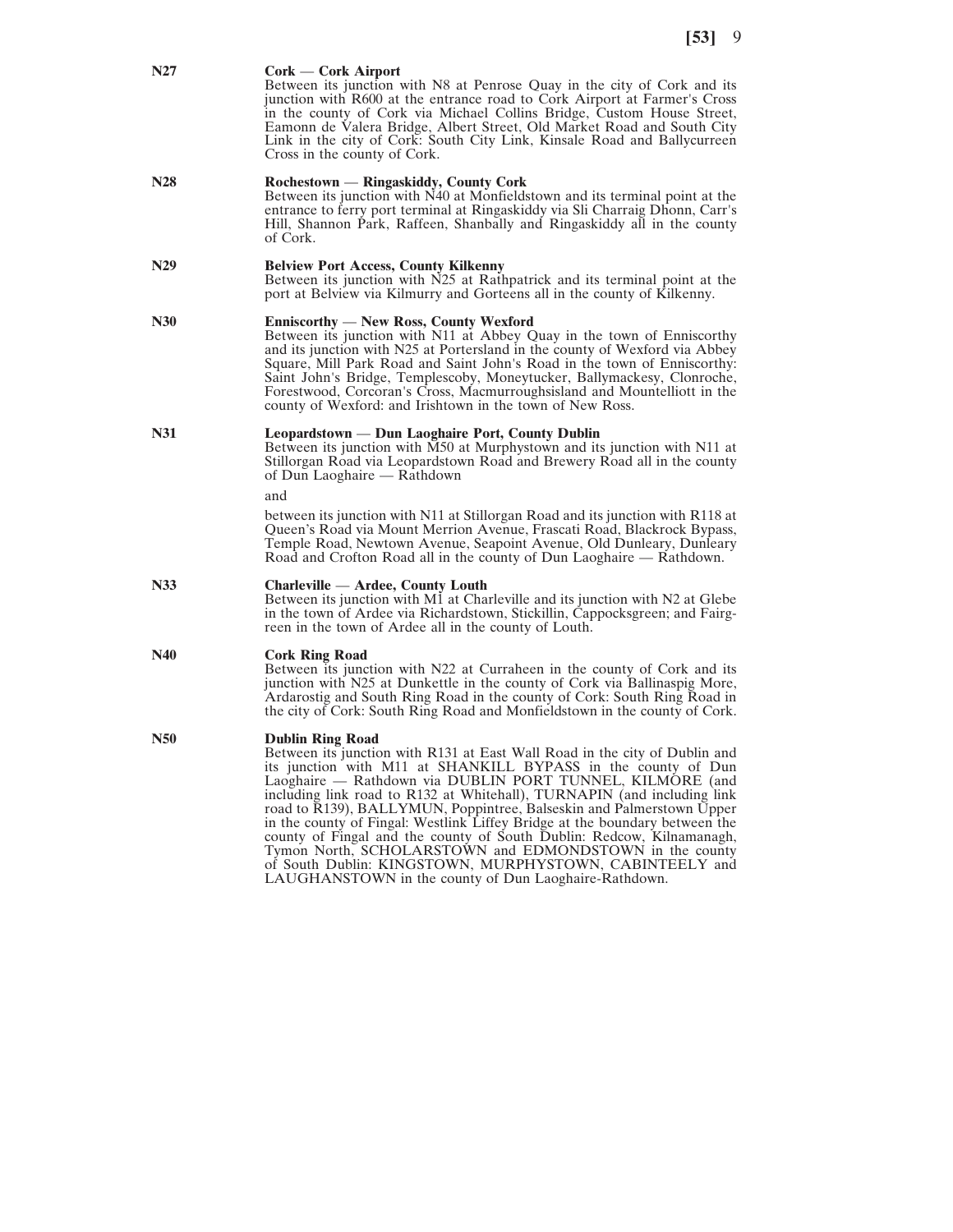**N27** **Cork — Cork Airport**

Between its junction with N8 at Penrose Quay in the city of Cork and its junction with R600 at the entrance road to Cork Airport at Farmer's Cross in the county of Cork via Michael Collins Bridge, Custom House Street, Eamonn de Valera Bridge, Albert Street, Old Market Road and South City Link in the city of Cork: South City Link, Kinsale Road and Ballycurreen Cross in the county of Cork.

**N28** **Rochestown — Ringaskiddy, County Cork**

Between its junction with N40 at Monfieldstown and its terminal point at the entrance to ferry port terminal at Ringaskiddy via Sli Charraig Dhonn, Carr's Hill, Shannon Park, Raffeen, Shanbally and Ringaskiddy all in the county of Cork.

**N29** **Belview Port Access, County Kilkenny**

Between its junction with N25 at Rathpatrick and its terminal point at the port at Belview via Kilmurry and Gorteens all in the county of Kilkenny.

**N30** **Enniscorthy — New Ross, County Wexford**

Between its junction with N11 at Abbey Quay in the town of Enniscorthy and its junction with N25 at Portersland in the county of Wexford via Abbey Square, Mill Park Road and Saint John's Road in the town of Enniscorthy: Saint John's Bridge, Templescoby, Moneytucker, Ballymackesy, Clonroche, Forestwood, Corcoran's Cross, Macmurroughsisland and Mountelliott in the county of Wexford: and Irishtown in the town of New Ross.

**N31** **Leopardstown — Dun Laoghaire Port, County Dublin**

Between its junction with M50 at Murphystown and its junction with N11 at Stillorgan Road via Leopardstown Road and Brewery Road all in the county of Dun Laoghaire — Rathdown

and

between its junction with N11 at Stillorgan Road and its junction with R118 at Queen's Road via Mount Merrion Avenue, Frascati Road, Blackrock Bypass, Temple Road, Newtown Avenue, Seapoint Avenue, Old Dunleary, Dunleary Road and Crofton Road all in the county of Dun Laoghaire — Rathdown.

**N33** **Charleville — Ardee, County Louth**

Between its junction with M1 at Charleville and its junction with N2 at Glebe in the town of Ardee via Richardstown, Stickillin, Cappocksgreen; and Fairgreen in the town of Ardee all in the county of Louth.

**N40** **Cork Ring Road**

Between its junction with N22 at Curraheen in the county of Cork and its junction with N25 at Dunkettle in the county of Cork via Ballinaspig More, Ardarostig and South Ring Road in the county of Cork: South Ring Road in the city of Cork: South Ring Road and Monfieldstown in the county of Cork.

**N50** **Dublin Ring Road**

Between its junction with R131 at East Wall Road in the city of Dublin and its junction with M11 at SHANKILL BYPASS in the county of Dun Laoghaire — Rathdown via DUBLIN PORT TUNNEL, KILMORE (and including link road to R132 at Whitehall), TURNAPIN (and including link road to R139), BALLYMUN, Poppintree, Balseskin and Palmerstown Upper in the county of Fingal: Westlink Liffey Bridge at the boundary between the county of Fingal and the county of South Dublin: Redcow, Kilnamanagh, Tymon North, SCHOLARSTOWN and EDMONDSTOWN in the county of South Dublin: KINGSTOWN, MURPHYSTOWN, CABINTEELY and LAUGHANSTOWN in the county of Dun Laoghaire-Rathdown.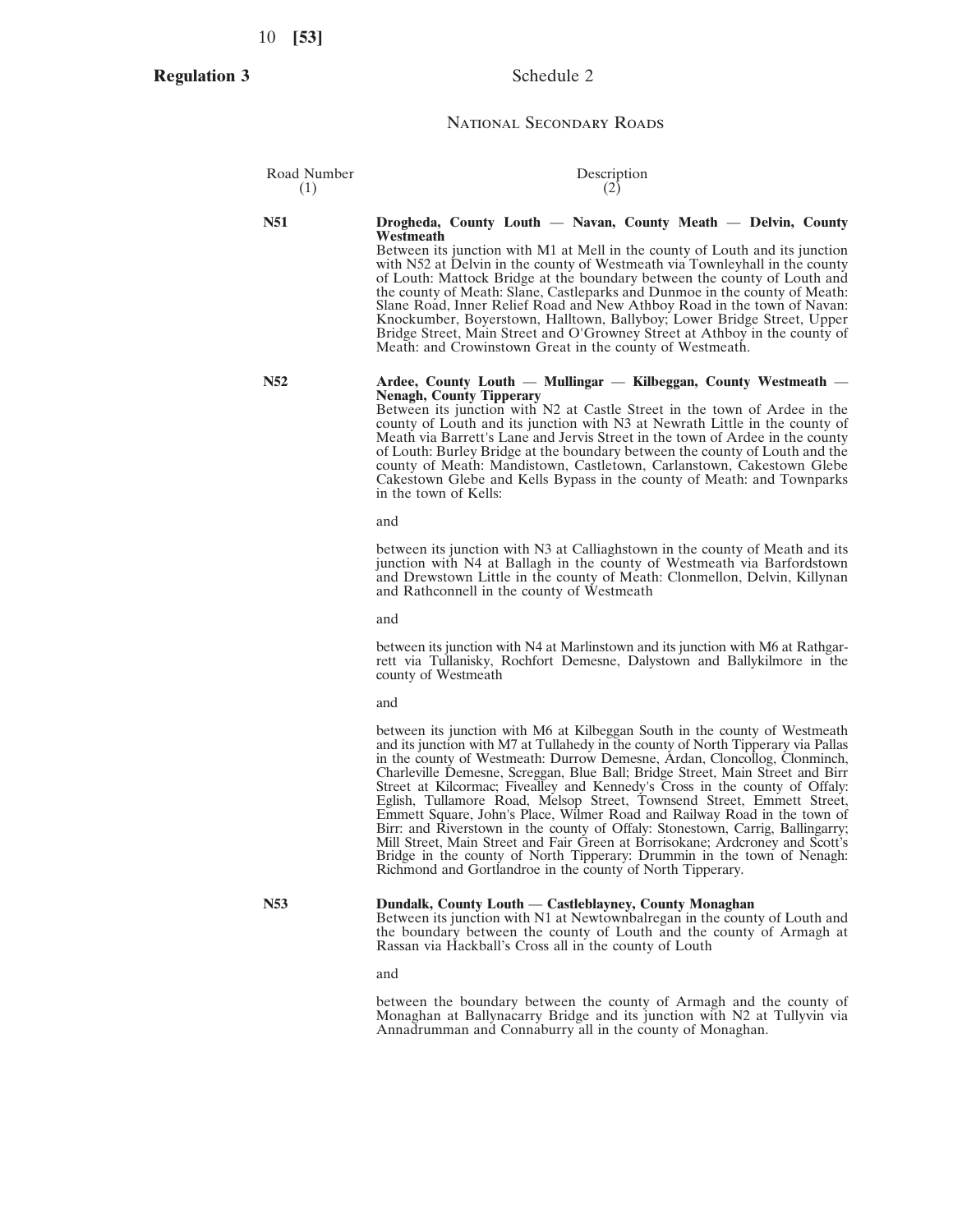**Regulation 3**

## Schedule 2

### National Secondary Roads

| Road Number (1) | Description (2) |
|---|---|
| **N51** | **Drogheda, County Louth — Navan, County Meath — Delvin, County Westmeath** Between its junction with M1 at Mell in the county of Louth and its junction with N52 at Delvin in the county of Westmeath via Townleyhall in the county of Louth: Mattock Bridge at the boundary between the county of Louth and the county of Meath: Slane, Castleparks and Dunmoe in the county of Meath: Slane Road, Inner Relief Road and New Athboy Road in the town of Navan: Knockumber, Boyerstown, Halltown, Ballyboy; Lower Bridge Street, Upper Bridge Street, Main Street and O'Growney Street at Athboy in the county of Meath: and Crowinstown Great in the county of Westmeath. |
| **N52** | **Ardee, County Louth — Mullingar — Kilbeggan, County Westmeath — Nenagh, County Tipperary** Between its junction with N2 at Castle Street in the town of Ardee in the county of Louth and its junction with N3 at Newrath Little in the county of Meath via Barrett's Lane and Jervis Street in the town of Ardee in the county of Louth: Burley Bridge at the boundary between the county of Louth and the county of Meath: Mandistown, Castletown, Carlanstown, Cakestown Glebe Cakestown Glebe and Kells Bypass in the county of Meath: and Townparks in the town of Kells:<br><br>and<br><br>between its junction with N3 at Calliaghstown in the county of Meath and its junction with N4 at Ballagh in the county of Westmeath via Barfordstown and Drewstown Little in the county of Meath: Clonmellon, Delvin, Killynan and Rathconnell in the county of Westmeath<br><br>and<br><br>between its junction with N4 at Marlinstown and its junction with M6 at Rathgarrett via Tullanisky, Rochfort Demesne, Dalystown and Ballykilmore in the county of Westmeath<br><br>and<br><br>between its junction with M6 at Kilbeggan South in the county of Westmeath and its junction with M7 at Tullahedy in the county of North Tipperary via Pallas in the county of Westmeath: Durrow Demesne, Ardan, Cloncollog, Clonminch, Charleville Demesne, Screggan, Blue Ball; Bridge Street, Main Street and Birr Street at Kilcormac; Fivealley and Kennedy's Cross in the county of Offaly: Eglish, Tullamore Road, Melsop Street, Townsend Street, Emmett Street, Emmett Square, John's Place, Wilmer Road and Railway Road in the town of Birr: and Riverstown in the county of Offaly: Stonestown, Carrig, Ballingarry; Mill Street, Main Street and Fair Green at Borrisokane; Ardcroney and Scott's Bridge in the county of North Tipperary: Drummin in the town of Nenagh: Richmond and Gortlandroe in the county of North Tipperary. |
| **N53** | **Dundalk, County Louth — Castleblayney, County Monaghan** Between its junction with N1 at Newtownbalregan in the county of Louth and the boundary between the county of Louth and the county of Armagh at Rassan via Hackball's Cross all in the county of Louth<br><br>and<br><br>between the boundary between the county of Armagh and the county of Monaghan at Ballynacarry Bridge and its junction with N2 at Tullyvin via Annadrumman and Connaburry all in the county of Monaghan. |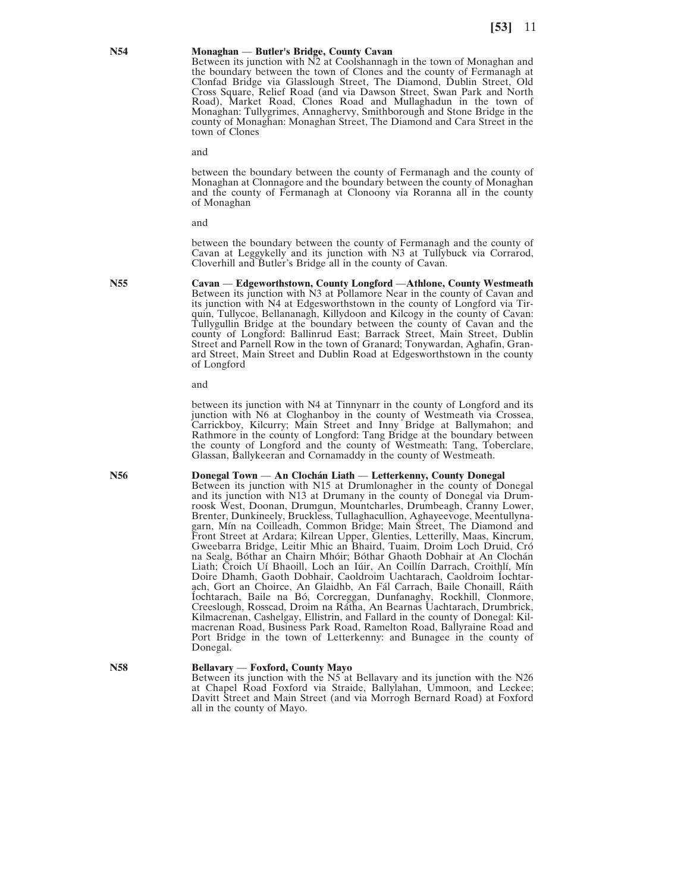**N54** **Monaghan — Butler's Bridge, County Cavan**

Between its junction with N2 at Coolshannagh in the town of Monaghan and the boundary between the town of Clones and the county of Fermanagh at Clonfad Bridge via Glasslough Street, The Diamond, Dublin Street, Old Cross Square, Relief Road (and via Dawson Street, Swan Park and North Road), Market Road, Clones Road and Mullaghadun in the town of Monaghan: Tullygrimes, Annaghervy, Smithborough and Stone Bridge in the county of Monaghan: Monaghan Street, The Diamond and Cara Street in the town of Clones

and

between the boundary between the county of Fermanagh and the county of Monaghan at Clonnagore and the boundary between the county of Monaghan and the county of Fermanagh at Clonoony via Roranna all in the county of Monaghan

and

between the boundary between the county of Fermanagh and the county of Cavan at Leggykelly and its junction with N3 at Tullybuck via Corrarod, Cloverhill and Butler's Bridge all in the county of Cavan.

**N55** **Cavan — Edgeworthstown, County Longford —Athlone, County Westmeath**

Between its junction with N3 at Pollamore Near in the county of Cavan and its junction with N4 at Edgesworthstown in the county of Longford via Tirquin, Tullycoe, Bellananagh, Killydoon and Kilcogy in the county of Cavan: Tullygullin Bridge at the boundary between the county of Cavan and the county of Longford: Ballinrud East; Barrack Street, Main Street, Dublin Street and Parnell Row in the town of Granard; Tonywardan, Aghafin, Granard Street, Main Street and Dublin Road at Edgesworthstown in the county of Longford

and

between its junction with N4 at Tinnynarr in the county of Longford and its junction with N6 at Cloghanboy in the county of Westmeath via Crossea, Carrickboy, Kilcurry; Main Street and Inny Bridge at Ballymahon; and Rathmore in the county of Longford: Tang Bridge at the boundary between the county of Longford and the county of Westmeath: Tang, Toberclare, Glassan, Ballykeeran and Cornamaddy in the county of Westmeath.

**N56** **Donegal Town — An Clochán Liath — Letterkenny, County Donegal**

Between its junction with N15 at Drumlonagher in the county of Donegal and its junction with N13 at Drumany in the county of Donegal via Drumroosk West, Doonan, Drumgun, Mountcharles, Drumbeagh, Cranny Lower, Brenter, Dunkineely, Bruckless, Tullaghacullion, Aghayeevoge, Meentullynagarn, Mín na Coilleadh, Common Bridge; Main Street, The Diamond and Front Street at Ardara; Kilrean Upper, Glenties, Letterilly, Maas, Kincrum, Gweebarra Bridge, Leitir Mhic an Bhaird, Tuaim, Droim Loch Druid, Cró na Sealg, Bóthar an Chairn Mhóir; Bóthar Ghaoth Dobhair at An Clochán Liath; Croich Uí Bhaoill, Loch an Iúir, An Coillín Darrach, Croithlí, Mín Doire Dhamh, Gaoth Dobhair, Caoldroim Uachtarach, Caoldroim Íochtarach, Gort an Choirce, An Glaidhb, An Fál Carrach, Baile Chonaill, Ráith Íochtarach, Baile na Bó, Corcreggan, Dunfanaghy, Rockhill, Clonmore, Creeslough, Rosscad, Droim na Rátha, An Bearnas Uachtarach, Drumbrick, Kilmacrenan, Cashelgay, Ellistrin, and Fallard in the county of Donegal: Kilmacrenan Road, Business Park Road, Ramelton Road, Ballyraine Road and Port Bridge in the town of Letterkenny: and Bunagee in the county of Donegal.

**N58** **Bellavary — Foxford, County Mayo**

Between its junction with the N5 at Bellavary and its junction with the N26 at Chapel Road Foxford via Straide, Ballylahan, Ummoon, and Leckee; Davitt Street and Main Street (and via Morrogh Bernard Road) at Foxford all in the county of Mayo.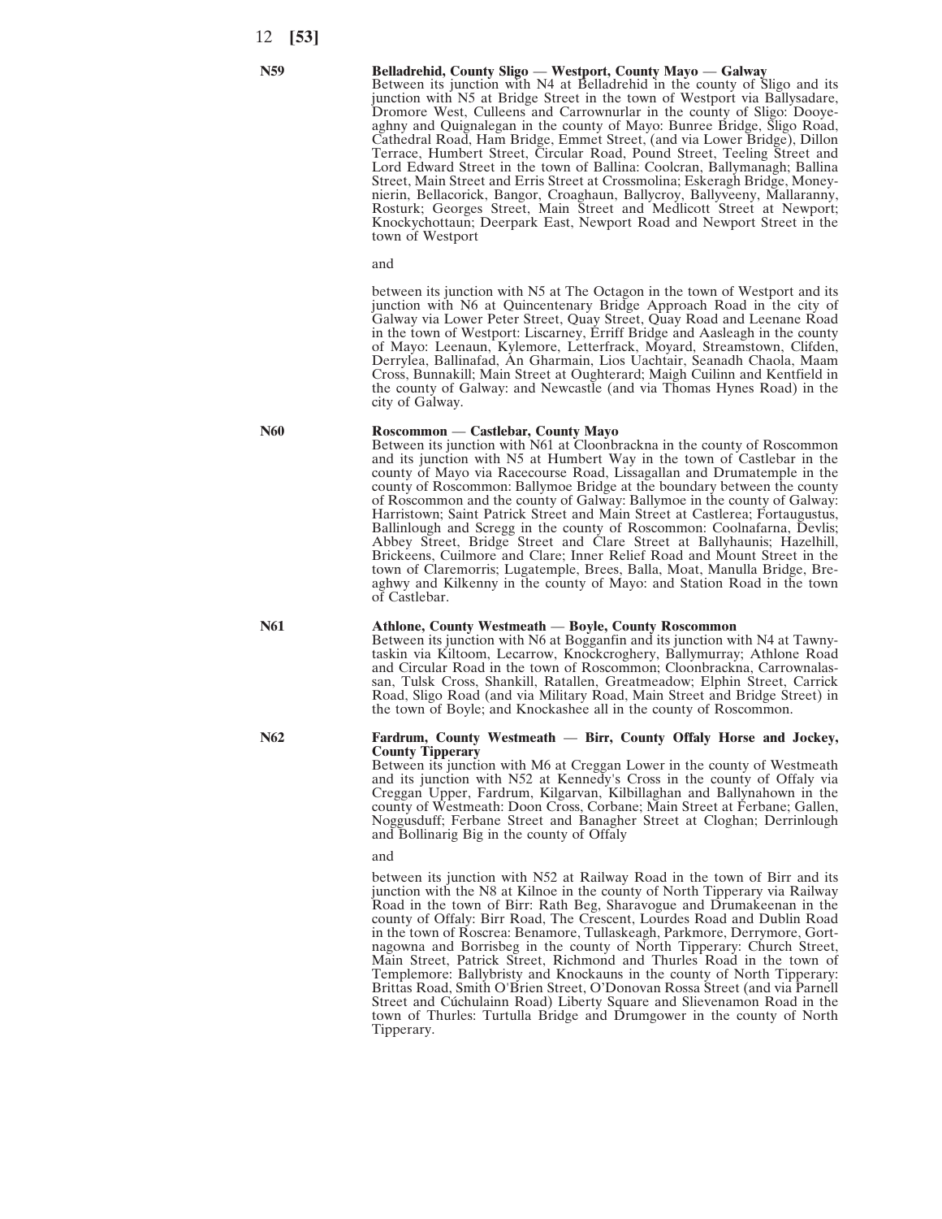**N59** **Belladrehid, County Sligo — Westport, County Mayo — Galway**

Between its junction with N4 at Belladrehid in the county of Sligo and its junction with N5 at Bridge Street in the town of Westport via Ballysadare, Dromore West, Culleens and Carrownurlar in the county of Sligo: Dooyeaghny and Quignalegan in the county of Mayo: Bunree Bridge, Sligo Road, Cathedral Road, Ham Bridge, Emmet Street, (and via Lower Bridge), Dillon Terrace, Humbert Street, Circular Road, Pound Street, Teeling Street and Lord Edward Street in the town of Ballina: Coolcran, Ballymanagh; Ballina Street, Main Street and Erris Street at Crossmolina; Eskeragh Bridge, Moneynierin, Bellacorick, Bangor, Croaghaun, Ballycroy, Ballyveeny, Mallaranny, Rosturk; Georges Street, Main Street and Medlicott Street at Newport; Knockychottaun; Deerpark East, Newport Road and Newport Street in the town of Westport

and

between its junction with N5 at The Octagon in the town of Westport and its junction with N6 at Quincentenary Bridge Approach Road in the city of Galway via Lower Peter Street, Quay Street, Quay Road and Leenane Road in the town of Westport: Liscarney, Erriff Bridge and Aasleagh in the county of Mayo: Leenaun, Kylemore, Letterfrack, Moyard, Streamstown, Clifden, Derrylea, Ballinafad, An Gharmain, Lios Uachtair, Seanadh Chaola, Maam Cross, Bunnakill; Main Street at Oughterard; Maigh Cuilinn and Kentfield in the county of Galway: and Newcastle (and via Thomas Hynes Road) in the city of Galway.

**N60** **Roscommon — Castlebar, County Mayo**

Between its junction with N61 at Cloonbrackna in the county of Roscommon and its junction with N5 at Humbert Way in the town of Castlebar in the county of Mayo via Racecourse Road, Lissagallan and Drumatemple in the county of Roscommon: Ballymoe Bridge at the boundary between the county of Roscommon and the county of Galway: Ballymoe in the county of Galway: Harristown; Saint Patrick Street and Main Street at Castlerea; Fortaugustus, Ballinlough and Scregg in the county of Roscommon: Coolnafarna, Devlis; Abbey Street, Bridge Street and Clare Street at Ballyhaunis; Hazelhill, Brickeens, Cuilmore and Clare; Inner Relief Road and Mount Street in the town of Claremorris; Lugatemple, Brees, Balla, Moat, Manulla Bridge, Breaghwy and Kilkenny in the county of Mayo: and Station Road in the town of Castlebar.

**N61** **Athlone, County Westmeath — Boyle, County Roscommon**

Between its junction with N6 at Bogganfin and its junction with N4 at Tawnytaskin via Kiltoom, Lecarrow, Knockcroghery, Ballymurray; Athlone Road and Circular Road in the town of Roscommon; Cloonbrackna, Carrownalassan, Tulsk Cross, Shankill, Ratallen, Greatmeadow; Elphin Street, Carrick Road, Sligo Road (and via Military Road, Main Street and Bridge Street) in the town of Boyle; and Knockashee all in the county of Roscommon.

**N62** **Fardrum, County Westmeath — Birr, County Offaly Horse and Jockey, County Tipperary**

Between its junction with M6 at Creggan Lower in the county of Westmeath and its junction with N52 at Kennedy's Cross in the county of Offaly via Creggan Upper, Fardrum, Kilgarvan, Kilbillaghan and Ballynahown in the county of Westmeath: Doon Cross, Corbane; Main Street at Ferbane; Gallen, Noggusduff; Ferbane Street and Banagher Street at Cloghan; Derrinlough and Bollinarig Big in the county of Offaly

and

between its junction with N52 at Railway Road in the town of Birr and its junction with the N8 at Kilnoe in the county of North Tipperary via Railway Road in the town of Birr: Rath Beg, Sharavogue and Drumakeenan in the county of Offaly: Birr Road, The Crescent, Lourdes Road and Dublin Road in the town of Roscrea: Benamore, Tullaskeagh, Parkmore, Derrymore, Gortnagowna and Borrisbeg in the county of North Tipperary: Church Street, Main Street, Patrick Street, Richmond and Thurles Road in the town of Templemore: Ballybristy and Knockauns in the county of North Tipperary: Brittas Road, Smith O'Brien Street, O'Donovan Rossa Street (and via Parnell Street and Cúchulainn Road) Liberty Square and Slievenamon Road in the town of Thurles: Turtulla Bridge and Drumgower in the county of North Tipperary.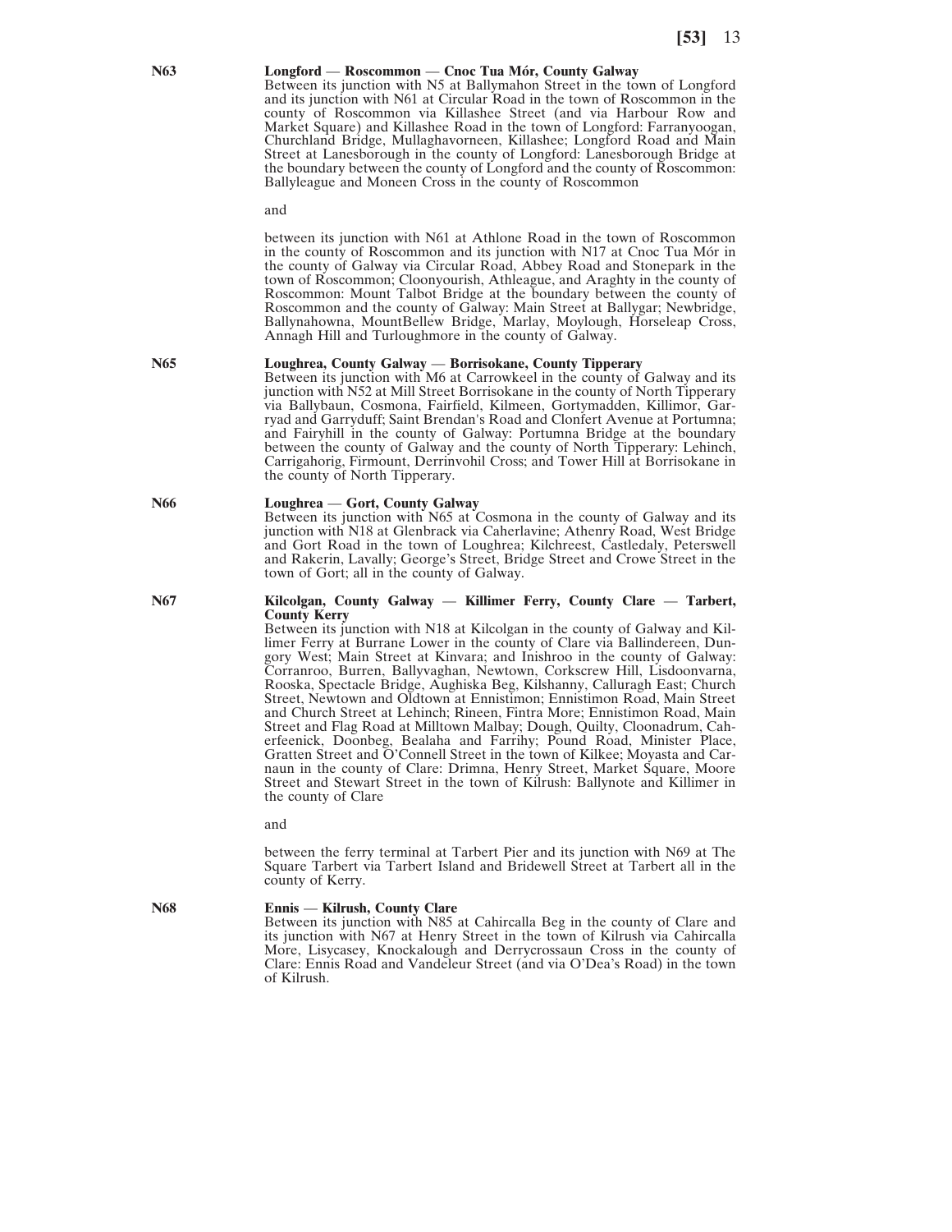**N63** **Longford — Roscommon — Cnoc Tua Mór, County Galway**

Between its junction with N5 at Ballymahon Street in the town of Longford and its junction with N61 at Circular Road in the town of Roscommon in the county of Roscommon via Killashee Street (and via Harbour Row and Market Square) and Killashee Road in the town of Longford: Farranyoogan, Churchland Bridge, Mullaghavorneen, Killashee; Longford Road and Main Street at Lanesborough in the county of Longford: Lanesborough Bridge at the boundary between the county of Longford and the county of Roscommon: Ballyleague and Moneen Cross in the county of Roscommon

and

between its junction with N61 at Athlone Road in the town of Roscommon in the county of Roscommon and its junction with N17 at Cnoc Tua Mór in the county of Galway via Circular Road, Abbey Road and Stonepark in the town of Roscommon; Cloonyourish, Athleague, and Araghty in the county of Roscommon: Mount Talbot Bridge at the boundary between the county of Roscommon and the county of Galway: Main Street at Ballygar; Newbridge, Ballynahowna, MountBellew Bridge, Marlay, Moylough, Horseleap Cross, Annagh Hill and Turloughmore in the county of Galway.

**N65** **Loughrea, County Galway — Borrisokane, County Tipperary**

Between its junction with M6 at Carrowkeel in the county of Galway and its junction with N52 at Mill Street Borrisokane in the county of North Tipperary via Ballybaun, Cosmona, Fairfield, Kilmeen, Gortymadden, Killimor, Garryad and Garryduff; Saint Brendan's Road and Clonfert Avenue at Portumna; and Fairyhill in the county of Galway: Portumna Bridge at the boundary between the county of Galway and the county of North Tipperary: Lehinch, Carrigahorig, Firmount, Derrinvohil Cross; and Tower Hill at Borrisokane in the county of North Tipperary.

**N66** **Loughrea — Gort, County Galway**

Between its junction with N65 at Cosmona in the county of Galway and its junction with N18 at Glenbrack via Caherlavine; Athenry Road, West Bridge and Gort Road in the town of Loughrea; Kilchreest, Castledaly, Peterswell and Rakerin, Lavally; George's Street, Bridge Street and Crowe Street in the town of Gort; all in the county of Galway.

**N67** **Kilcolgan, County Galway — Killimer Ferry, County Clare — Tarbert, County Kerry**

Between its junction with N18 at Kilcolgan in the county of Galway and Killimer Ferry at Burrane Lower in the county of Clare via Ballindereen, Dungory West; Main Street at Kinvara; and Inishroo in the county of Galway: Corranroo, Burren, Ballyvaghan, Newtown, Corkscrew Hill, Lisdoonvarna, Rooska, Spectacle Bridge, Aughiska Beg, Kilshanny, Calluragh East; Church Street, Newtown and Oldtown at Ennistimon; Ennistimon Road, Main Street and Church Street at Lehinch; Rineen, Fintra More; Ennistimon Road, Main Street and Flag Road at Milltown Malbay; Dough, Quilty, Cloonadrum, Caherfeenick, Doonbeg, Bealaha and Farrihy; Pound Road, Minister Place, Gratten Street and O'Connell Street in the town of Kilkee; Moyasta and Carnaun in the county of Clare: Drimna, Henry Street, Market Square, Moore Street and Stewart Street in the town of Kilrush: Ballynote and Killimer in the county of Clare

and

between the ferry terminal at Tarbert Pier and its junction with N69 at The Square Tarbert via Tarbert Island and Bridewell Street at Tarbert all in the county of Kerry.

**N68** **Ennis — Kilrush, County Clare**

Between its junction with N85 at Cahircalla Beg in the county of Clare and its junction with N67 at Henry Street in the town of Kilrush via Cahircalla More, Lisycasey, Knockalough and Derrycrossaun Cross in the county of Clare: Ennis Road and Vandeleur Street (and via O'Dea's Road) in the town of Kilrush.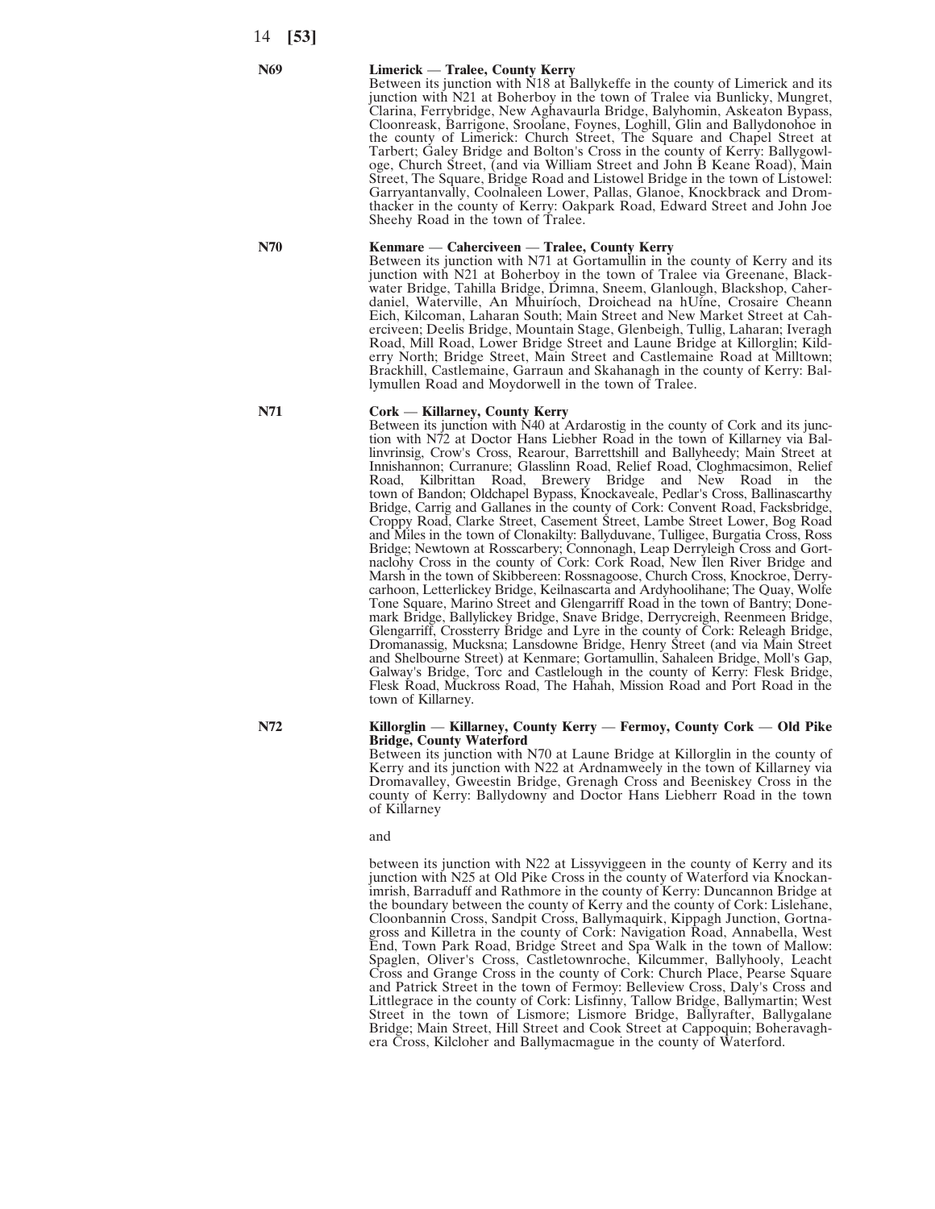**N69** **Limerick — Tralee, County Kerry**

Between its junction with N18 at Ballykeffe in the county of Limerick and its junction with N21 at Boherboy in the town of Tralee via Bunlicky, Mungret, Clarina, Ferrybridge, New Aghavaurla Bridge, Balyhomin, Askeaton Bypass, Cloonreask, Barrigone, Sroolane, Foynes, Loghill, Glin and Ballydonohoe in the county of Limerick: Church Street, The Square and Chapel Street at Tarbert; Galey Bridge and Bolton's Cross in the county of Kerry: Ballygowloge, Church Street, (and via William Street and John B Keane Road), Main Street, The Square, Bridge Road and Listowel Bridge in the town of Listowel: Garryantanvally, Coolnaleen Lower, Pallas, Glanoe, Knockbrack and Dromthacker in the county of Kerry: Oakpark Road, Edward Street and John Joe Sheehy Road in the town of Tralee.

**N70** **Kenmare — Caherciveen — Tralee, County Kerry**

Between its junction with N71 at Gortamullin in the county of Kerry and its junction with N21 at Boherboy in the town of Tralee via Greenane, Blackwater Bridge, Tahilla Bridge, Drimna, Sneem, Glanlough, Blackshop, Caherdaniel, Waterville, An Mhuiríoch, Droichead na hUíne, Crosaire Cheann Eich, Kilcoman, Laharan South; Main Street and New Market Street at Caherciveen; Deelis Bridge, Mountain Stage, Glenbeigh, Tullig, Laharan; Iveragh Road, Mill Road, Lower Bridge Street and Laune Bridge at Killorglin; Kilderry North; Bridge Street, Main Street and Castlemaine Road at Milltown; Brackhill, Castlemaine, Garraun and Skahanagh in the county of Kerry: Ballymullen Road and Moydorwell in the town of Tralee.

**N71** **Cork — Killarney, County Kerry**

Between its junction with N40 at Ardarostig in the county of Cork and its junction with N72 at Doctor Hans Liebher Road in the town of Killarney via Ballinvrinsig, Crow's Cross, Rearour, Barrettshill and Ballyheedy; Main Street at Innishannon; Curranure; Glasslinn Road, Relief Road, Cloghmacsimon, Relief Road, Kilbrittan Road, Brewery Bridge and New Road in the town of Bandon; Oldchapel Bypass, Knockaveale, Pedlar's Cross, Ballinascarthy Bridge, Carrig and Gallanes in the county of Cork: Convent Road, Facksbridge, Croppy Road, Clarke Street, Casement Street, Lambe Street Lower, Bog Road and Miles in the town of Clonakilty: Ballyduvane, Tulligee, Burgatia Cross, Ross Bridge; Newtown at Rosscarbery; Connonagh, Leap Derryleigh Cross and Gortnaclohy Cross in the county of Cork: Cork Road, New Ilen River Bridge and Marsh in the town of Skibbereen: Rossnagoose, Church Cross, Knockroe, Derrycarhoon, Letterlickey Bridge, Keilnascarta and Ardyhoolihane; The Quay, Wolfe Tone Square, Marino Street and Glengarriff Road in the town of Bantry; Donemark Bridge, Ballylickey Bridge, Snave Bridge, Derrycreigh, Reenmeen Bridge, Glengarriff, Crossterry Bridge and Lyre in the county of Cork: Releagh Bridge, Dromanassig, Mucksna; Lansdowne Bridge, Henry Street (and via Main Street and Shelbourne Street) at Kenmare; Gortamullin, Sahaleen Bridge, Moll's Gap, Galway's Bridge, Torc and Castlelough in the county of Kerry: Flesk Bridge, Flesk Road, Muckross Road, The Hahah, Mission Road and Port Road in the town of Killarney.

**N72** **Killorglin — Killarney, County Kerry — Fermoy, County Cork — Old Pike Bridge, County Waterford**

Between its junction with N70 at Laune Bridge at Killorglin in the county of Kerry and its junction with N22 at Ardnamweely in the town of Killarney via Dromavalley, Gweestin Bridge, Grenagh Cross and Beeniskey Cross in the county of Kerry: Ballydowny and Doctor Hans Liebherr Road in the town of Killarney

and

between its junction with N22 at Lissyviggeen in the county of Kerry and its junction with N25 at Old Pike Cross in the county of Waterford via Knockanimrish, Barraduff and Rathmore in the county of Kerry: Duncannon Bridge at the boundary between the county of Kerry and the county of Cork: Lislehane, Cloonbannin Cross, Sandpit Cross, Ballymaquirk, Kippagh Junction, Gortnagross and Killetra in the county of Cork: Navigation Road, Annabella, West End, Town Park Road, Bridge Street and Spa Walk in the town of Mallow: Spaglen, Oliver's Cross, Castletownroche, Kilcummer, Ballyhooly, Leacht Cross and Grange Cross in the county of Cork: Church Place, Pearse Square and Patrick Street in the town of Fermoy: Belleview Cross, Daly's Cross and Littlegrace in the county of Cork: Lisfinny, Tallow Bridge, Ballymartin; West Street in the town of Lismore; Lismore Bridge, Ballyrafter, Ballygalane Bridge; Main Street, Hill Street and Cook Street at Cappoquin; Boheravaghera Cross, Kilcloher and Ballymacmague in the county of Waterford.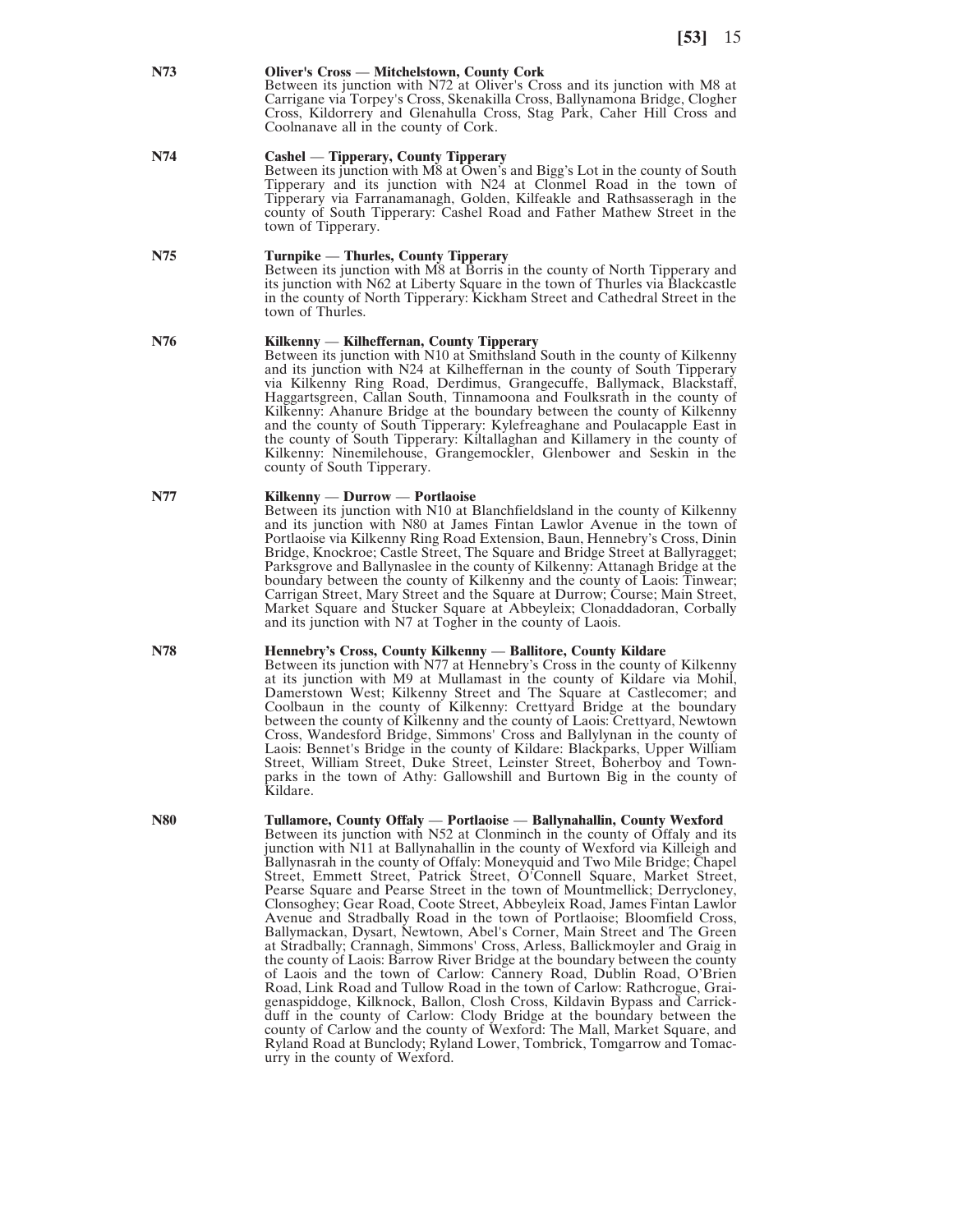**N73** **Oliver's Cross — Mitchelstown, County Cork**
Between its junction with N72 at Oliver's Cross and its junction with M8 at Carrigane via Torpey's Cross, Skenakilla Cross, Ballynamona Bridge, Clogher Cross, Kildorrery and Glenahulla Cross, Stag Park, Caher Hill Cross and Coolnanave all in the county of Cork.

**N74** **Cashel — Tipperary, County Tipperary**
Between its junction with M8 at Owen's and Bigg's Lot in the county of South Tipperary and its junction with N24 at Clonmel Road in the town of Tipperary via Farranamanagh, Golden, Kilfeakle and Rathsasseragh in the county of South Tipperary: Cashel Road and Father Mathew Street in the town of Tipperary.

**N75** **Turnpike — Thurles, County Tipperary**
Between its junction with M8 at Borris in the county of North Tipperary and its junction with N62 at Liberty Square in the town of Thurles via Blackcastle in the county of North Tipperary: Kickham Street and Cathedral Street in the town of Thurles.

**N76** **Kilkenny — Kilheffernan, County Tipperary**
Between its junction with N10 at Smithsland South in the county of Kilkenny and its junction with N24 at Kilheffernan in the county of South Tipperary via Kilkenny Ring Road, Derdimus, Grangecuffe, Ballymack, Blackstaff, Haggartsgreen, Callan South, Tinnamoona and Foulksrath in the county of Kilkenny: Ahanure Bridge at the boundary between the county of Kilkenny and the county of South Tipperary: Kylefreaghane and Poulacapple East in the county of South Tipperary: Kiltallaghan and Killamery in the county of Kilkenny: Ninemilehouse, Grangemockler, Glenbower and Seskin in the county of South Tipperary.

**N77** **Kilkenny — Durrow — Portlaoise**
Between its junction with N10 at Blanchfieldsland in the county of Kilkenny and its junction with N80 at James Fintan Lawlor Avenue in the town of Portlaoise via Kilkenny Ring Road Extension, Baun, Hennebry's Cross, Dinin Bridge, Knockroe; Castle Street, The Square and Bridge Street at Ballyragget; Parksgrove and Ballynaslee in the county of Kilkenny: Attanagh Bridge at the boundary between the county of Kilkenny and the county of Laois: Tinwear; Carrigan Street, Mary Street and the Square at Durrow; Course; Main Street, Market Square and Stucker Square at Abbeyleix; Clonaddadoran, Corbally and its junction with N7 at Togher in the county of Laois.

**N78** **Hennebry's Cross, County Kilkenny — Ballitore, County Kildare**
Between its junction with N77 at Hennebry's Cross in the county of Kilkenny at its junction with M9 at Mullamast in the county of Kildare via Mohil, Damerstown West; Kilkenny Street and The Square at Castlecomer; and Coolbaun in the county of Kilkenny: Crettyard Bridge at the boundary between the county of Kilkenny and the county of Laois: Crettyard, Newtown Cross, Wandesford Bridge, Simmons' Cross and Ballylynan in the county of Laois: Bennet's Bridge in the county of Kildare: Blackparks, Upper William Street, William Street, Duke Street, Leinster Street, Boherboy and Townparks in the town of Athy: Gallowshill and Burtown Big in the county of Kildare.

**N80** **Tullamore, County Offaly — Portlaoise — Ballynahallin, County Wexford**
Between its junction with N52 at Clonminch in the county of Offaly and its junction with N11 at Ballynahallin in the county of Wexford via Killeigh and Ballynasrah in the county of Offaly: Moneyquid and Two Mile Bridge; Chapel Street, Emmett Street, Patrick Street, O'Connell Square, Market Street, Pearse Square and Pearse Street in the town of Mountmellick; Derrycloney, Clonsoghey; Gear Road, Coote Street, Abbeyleix Road, James Fintan Lawlor Avenue and Stradbally Road in the town of Portlaoise; Bloomfield Cross, Ballymackan, Dysart, Newtown, Abel's Corner, Main Street and The Green at Stradbally; Crannagh, Simmons' Cross, Arless, Ballickmoyler and Graig in the county of Laois: Barrow River Bridge at the boundary between the county of Laois and the town of Carlow: Cannery Road, Dublin Road, O'Brien Road, Link Road and Tullow Road in the town of Carlow: Rathcrogue, Graigenaspiddoge, Kilknock, Ballon, Closh Cross, Kildavin Bypass and Carrickduff in the county of Carlow: Clody Bridge at the boundary between the county of Carlow and the county of Wexford: The Mall, Market Square, and Ryland Road at Bunclody; Ryland Lower, Tombrick, Tomgarrow and Tomacurry in the county of Wexford.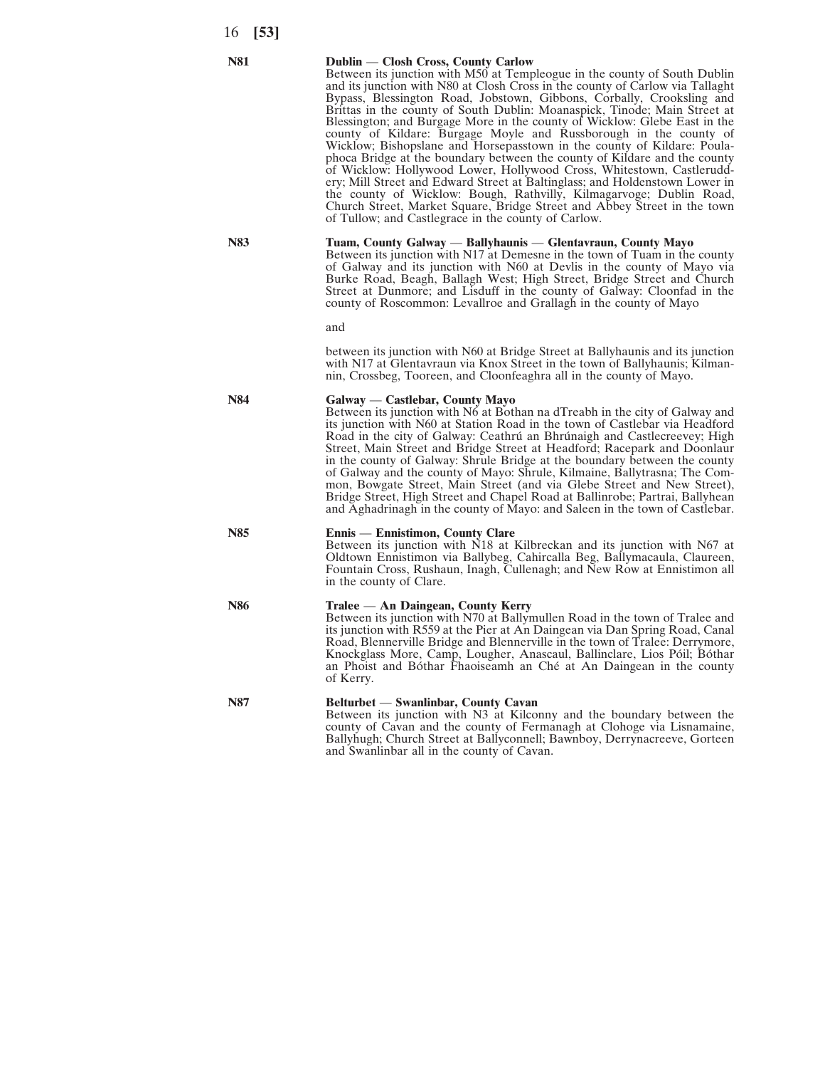**N81** **Dublin — Closh Cross, County Carlow**

Between its junction with M50 at Templeogue in the county of South Dublin and its junction with N80 at Closh Cross in the county of Carlow via Tallaght Bypass, Blessington Road, Jobstown, Gibbons, Corbally, Crooksling and Brittas in the county of South Dublin: Moanaspick, Tinode; Main Street at Blessington; and Burgage More in the county of Wicklow: Glebe East in the county of Kildare: Burgage Moyle and Russborough in the county of Wicklow; Bishopslane and Horsepasstown in the county of Kildare: Poulaphoca Bridge at the boundary between the county of Kildare and the county of Wicklow: Hollywood Lower, Hollywood Cross, Whitestown, Castleruddery; Mill Street and Edward Street at Baltinglass; and Holdenstown Lower in the county of Wicklow: Bough, Rathvilly, Kilmagarvoge; Dublin Road, Church Street, Market Square, Bridge Street and Abbey Street in the town of Tullow; and Castlegrace in the county of Carlow.

**N83** **Tuam, County Galway — Ballyhaunis — Glentavraun, County Mayo**

Between its junction with N17 at Demesne in the town of Tuam in the county of Galway and its junction with N60 at Devlis in the county of Mayo via Burke Road, Beagh, Ballagh West; High Street, Bridge Street and Church Street at Dunmore; and Lisduff in the county of Galway: Cloonfad in the county of Roscommon: Levallroe and Grallagh in the county of Mayo

and

between its junction with N60 at Bridge Street at Ballyhaunis and its junction with N17 at Glentavraun via Knox Street in the town of Ballyhaunis; Kilmannin, Crossbeg, Tooreen, and Cloonfeaghra all in the county of Mayo.

**N84** **Galway — Castlebar, County Mayo**

Between its junction with N6 at Bothan na dTreabh in the city of Galway and its junction with N60 at Station Road in the town of Castlebar via Headford Road in the city of Galway: Ceathrú an Bhrúnaigh and Castlecreevey; High Street, Main Street and Bridge Street at Headford; Racepark and Doonlaur in the county of Galway: Shrule Bridge at the boundary between the county of Galway and the county of Mayo: Shrule, Kilmaine, Ballytrasna; The Common, Bowgate Street, Main Street (and via Glebe Street and New Street), Bridge Street, High Street and Chapel Road at Ballinrobe; Partrai, Ballyhean and Aghadrinagh in the county of Mayo: and Saleen in the town of Castlebar.

**N85** **Ennis — Ennistimon, County Clare**

Between its junction with N18 at Kilbreckan and its junction with N67 at Oldtown Ennistimon via Ballybeg, Cahircalla Beg, Ballymacaula, Claureen, Fountain Cross, Rushaun, Inagh, Cullenagh; and New Row at Ennistimon all in the county of Clare.

**N86** **Tralee — An Daingean, County Kerry**

Between its junction with N70 at Ballymullen Road in the town of Tralee and its junction with R559 at the Pier at An Daingean via Dan Spring Road, Canal Road, Blennerville Bridge and Blennerville in the town of Tralee: Derrymore, Knockglass More, Camp, Lougher, Anascaul, Ballinclare, Lios Póil; Bóthar an Phoist and Bóthar Fhaoiseamh an Ché at An Daingean in the county of Kerry.

**N87** **Belturbet — Swanlinbar, County Cavan**

Between its junction with N3 at Kilconny and the boundary between the county of Cavan and the county of Fermanagh at Clohoge via Lisnamaine, Ballyhugh; Church Street at Ballyconnell; Bawnboy, Derrynacreeve, Gorteen and Swanlinbar all in the county of Cavan.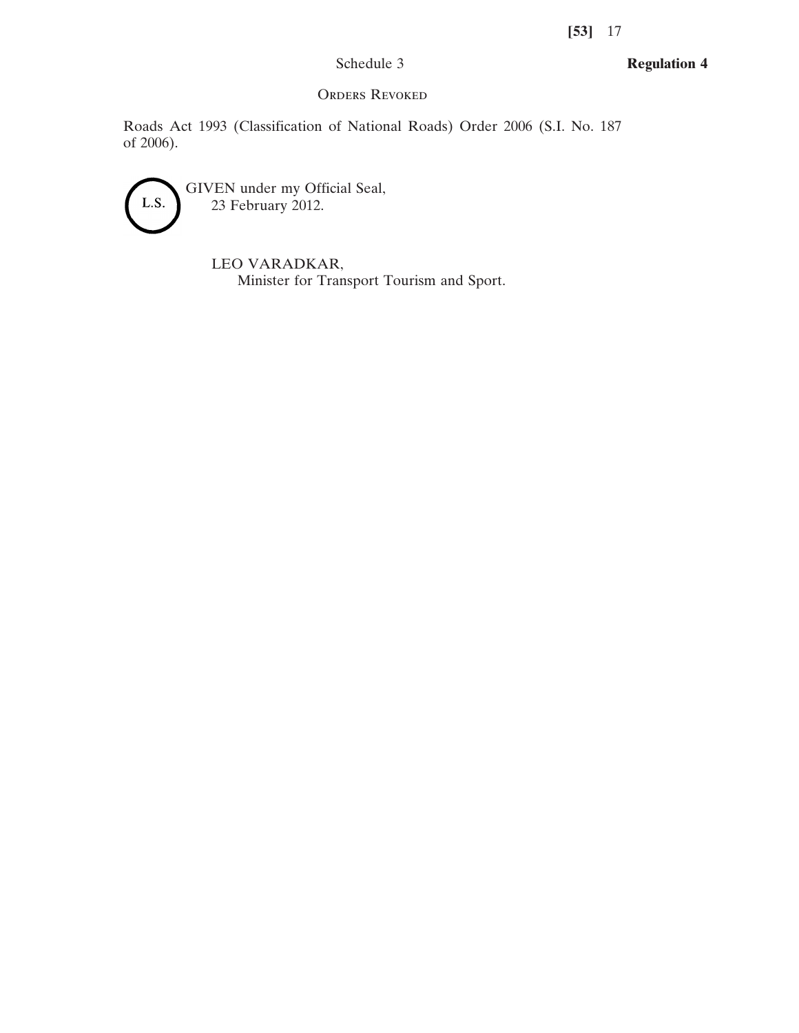Schedule 3 **Regulation 4**

Orders Revoked

Roads Act 1993 (Classification of National Roads) Order 2006 (S.I. No. 187 of 2006).

L.S.

GIVEN under my Official Seal,
23 February 2012.

LEO VARADKAR,
Minister for Transport Tourism and Sport.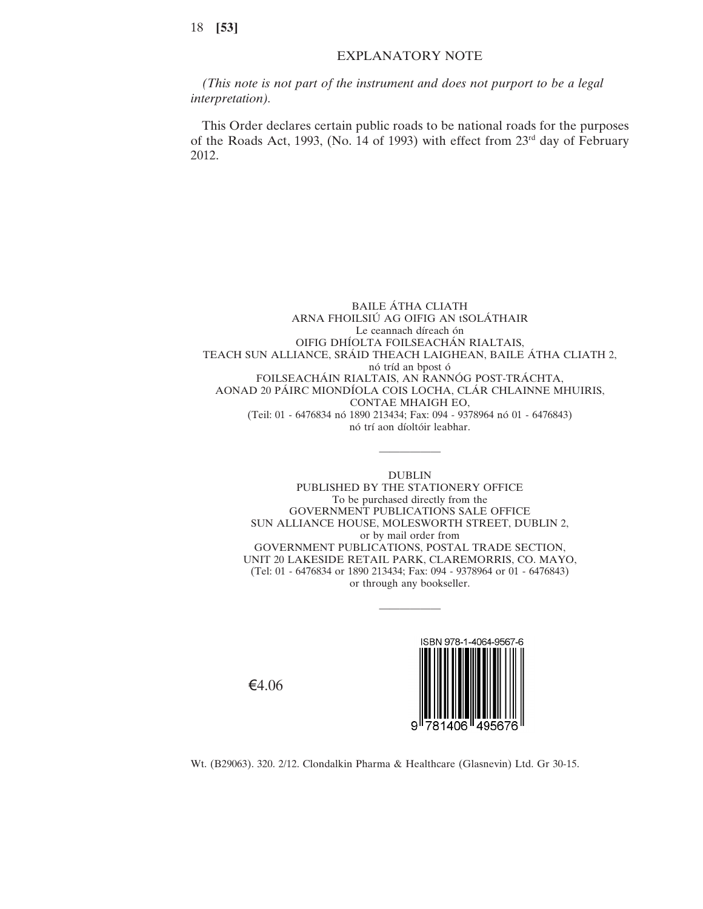## EXPLANATORY NOTE

*(This note is not part of the instrument and does not purport to be a legal interpretation).*

This Order declares certain public roads to be national roads for the purposes of the Roads Act, 1993, (No. 14 of 1993) with effect from 23rd day of February 2012.

BAILE ÁTHA CLIATH
ARNA FHOILSIÚ AG OIFIG AN tSOLÁTHAIR
Le ceannach díreach ón
OIFIG DHÍOLTA FOILSEACHÁN RIALTAIS,
TEACH SUN ALLIANCE, SRÁID THEACH LAIGHEAN, BAILE ÁTHA CLIATH 2,
nó tríd an bpost ó
FOILSEACHÁIN RIALTAIS, AN RANNÓG POST-TRÁCHTA,
AONAD 20 PÁIRC MIONDÍOLA COIS LOCHA, CLÁR CHLAINNE MHUIRIS,
CONTAE MHAIGH EO,
(Teil: 01 - 6476834 nó 1890 213434; Fax: 094 - 9378964 nó 01 - 6476843)
nó trí aon díoltóir leabhar.

---

DUBLIN
PUBLISHED BY THE STATIONERY OFFICE
To be purchased directly from the
GOVERNMENT PUBLICATIONS SALE OFFICE
SUN ALLIANCE HOUSE, MOLESWORTH STREET, DUBLIN 2,
or by mail order from
GOVERNMENT PUBLICATIONS, POSTAL TRADE SECTION,
UNIT 20 LAKESIDE RETAIL PARK, CLAREMORRIS, CO. MAYO,
(Tel: 01 - 6476834 or 1890 213434; Fax: 094 - 9378964 or 01 - 6476843)
or through any bookseller.

---

€4.06

ISBN 978-1-4064-9567-6

9 781406 495676

Wt. (B29063). 320. 2/12. Clondalkin Pharma & Healthcare (Glasnevin) Ltd. Gr 30-15.